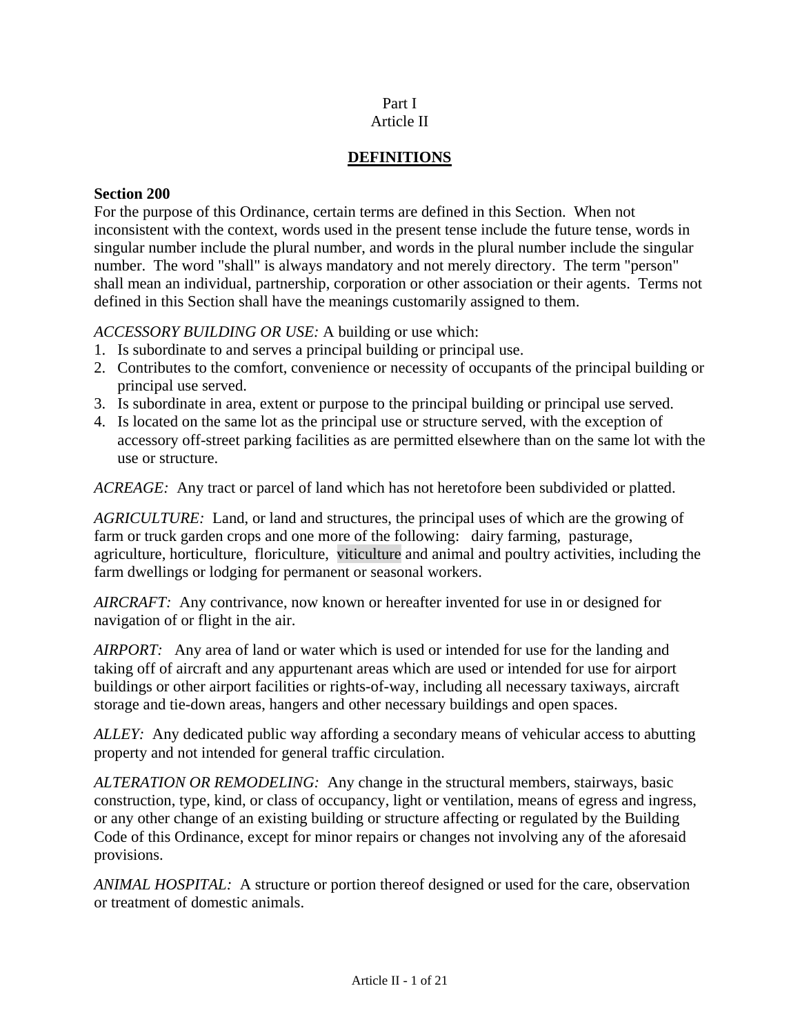Part I
Article II

# DEFINITIONS

**Section 200**
For the purpose of this Ordinance, certain terms are defined in this Section. When not inconsistent with the context, words used in the present tense include the future tense, words in singular number include the plural number, and words in the plural number include the singular number. The word "shall" is always mandatory and not merely directory. The term "person" shall mean an individual, partnership, corporation or other association or their agents. Terms not defined in this Section shall have the meanings customarily assigned to them.

*ACCESSORY BUILDING OR USE:* A building or use which:

1. Is subordinate to and serves a principal building or principal use.
2. Contributes to the comfort, convenience or necessity of occupants of the principal building or principal use served.
3. Is subordinate in area, extent or purpose to the principal building or principal use served.
4. Is located on the same lot as the principal use or structure served, with the exception of accessory off-street parking facilities as are permitted elsewhere than on the same lot with the use or structure.

*ACREAGE:* Any tract or parcel of land which has not heretofore been subdivided or platted.

*AGRICULTURE:* Land, or land and structures, the principal uses of which are the growing of farm or truck garden crops and one more of the following: dairy farming, pasturage, agriculture, horticulture, floriculture, viticulture and animal and poultry activities, including the farm dwellings or lodging for permanent or seasonal workers.

*AIRCRAFT:* Any contrivance, now known or hereafter invented for use in or designed for navigation of or flight in the air.

*AIRPORT:* Any area of land or water which is used or intended for use for the landing and taking off of aircraft and any appurtenant areas which are used or intended for use for airport buildings or other airport facilities or rights-of-way, including all necessary taxiways, aircraft storage and tie-down areas, hangers and other necessary buildings and open spaces.

*ALLEY:* Any dedicated public way affording a secondary means of vehicular access to abutting property and not intended for general traffic circulation.

*ALTERATION OR REMODELING:* Any change in the structural members, stairways, basic construction, type, kind, or class of occupancy, light or ventilation, means of egress and ingress, or any other change of an existing building or structure affecting or regulated by the Building Code of this Ordinance, except for minor repairs or changes not involving any of the aforesaid provisions.

*ANIMAL HOSPITAL:* A structure or portion thereof designed or used for the care, observation or treatment of domestic animals.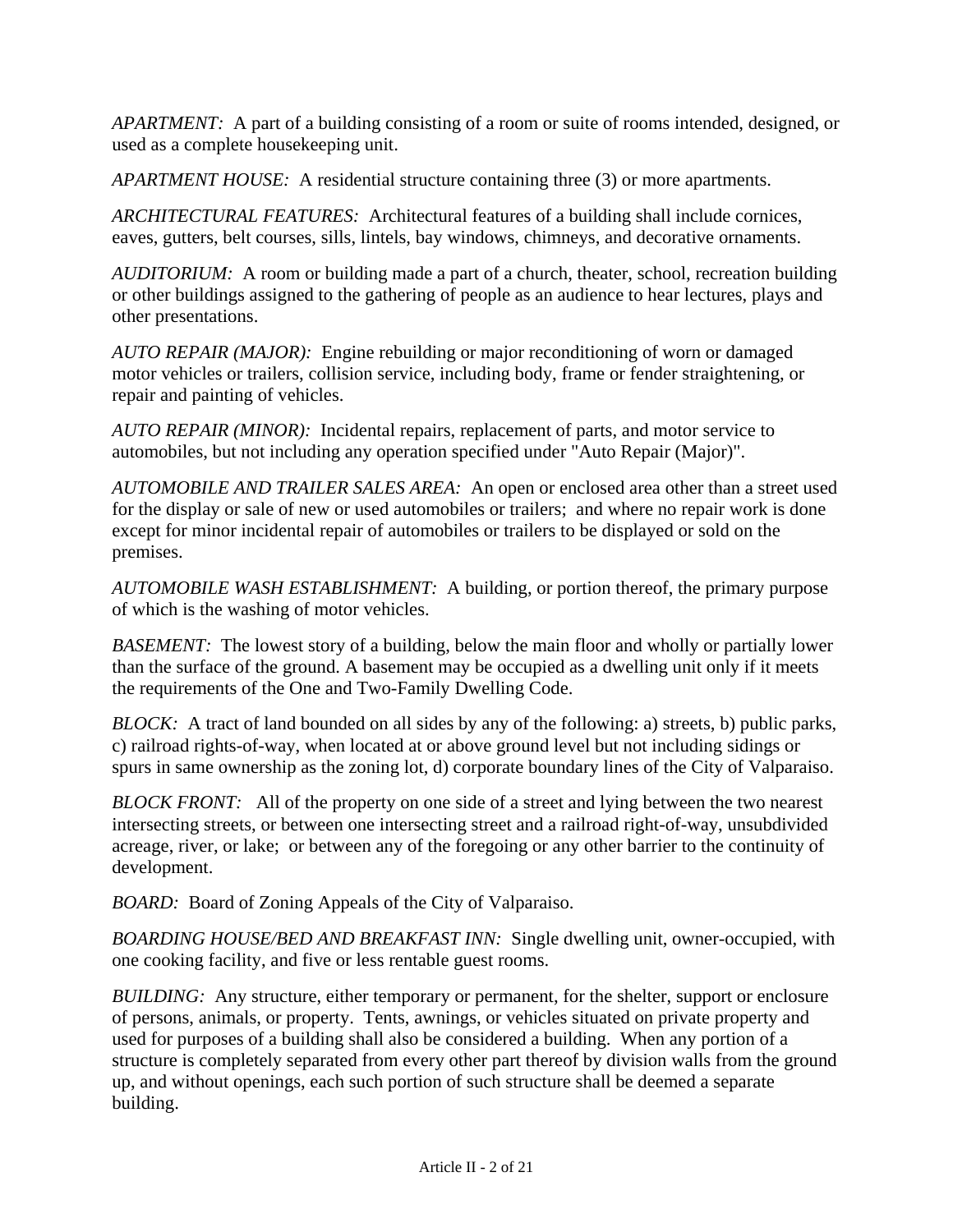*APARTMENT:* A part of a building consisting of a room or suite of rooms intended, designed, or used as a complete housekeeping unit.

*APARTMENT HOUSE:* A residential structure containing three (3) or more apartments.

*ARCHITECTURAL FEATURES:* Architectural features of a building shall include cornices, eaves, gutters, belt courses, sills, lintels, bay windows, chimneys, and decorative ornaments.

*AUDITORIUM:* A room or building made a part of a church, theater, school, recreation building or other buildings assigned to the gathering of people as an audience to hear lectures, plays and other presentations.

*AUTO REPAIR (MAJOR):* Engine rebuilding or major reconditioning of worn or damaged motor vehicles or trailers, collision service, including body, frame or fender straightening, or repair and painting of vehicles.

*AUTO REPAIR (MINOR):* Incidental repairs, replacement of parts, and motor service to automobiles, but not including any operation specified under "Auto Repair (Major)".

*AUTOMOBILE AND TRAILER SALES AREA:* An open or enclosed area other than a street used for the display or sale of new or used automobiles or trailers; and where no repair work is done except for minor incidental repair of automobiles or trailers to be displayed or sold on the premises.

*AUTOMOBILE WASH ESTABLISHMENT:* A building, or portion thereof, the primary purpose of which is the washing of motor vehicles.

*BASEMENT:* The lowest story of a building, below the main floor and wholly or partially lower than the surface of the ground. A basement may be occupied as a dwelling unit only if it meets the requirements of the One and Two-Family Dwelling Code.

*BLOCK:* A tract of land bounded on all sides by any of the following: a) streets, b) public parks, c) railroad rights-of-way, when located at or above ground level but not including sidings or spurs in same ownership as the zoning lot, d) corporate boundary lines of the City of Valparaiso.

*BLOCK FRONT:* All of the property on one side of a street and lying between the two nearest intersecting streets, or between one intersecting street and a railroad right-of-way, unsubdivided acreage, river, or lake; or between any of the foregoing or any other barrier to the continuity of development.

*BOARD:* Board of Zoning Appeals of the City of Valparaiso.

*BOARDING HOUSE/BED AND BREAKFAST INN:* Single dwelling unit, owner-occupied, with one cooking facility, and five or less rentable guest rooms.

*BUILDING:* Any structure, either temporary or permanent, for the shelter, support or enclosure of persons, animals, or property. Tents, awnings, or vehicles situated on private property and used for purposes of a building shall also be considered a building. When any portion of a structure is completely separated from every other part thereof by division walls from the ground up, and without openings, each such portion of such structure shall be deemed a separate building.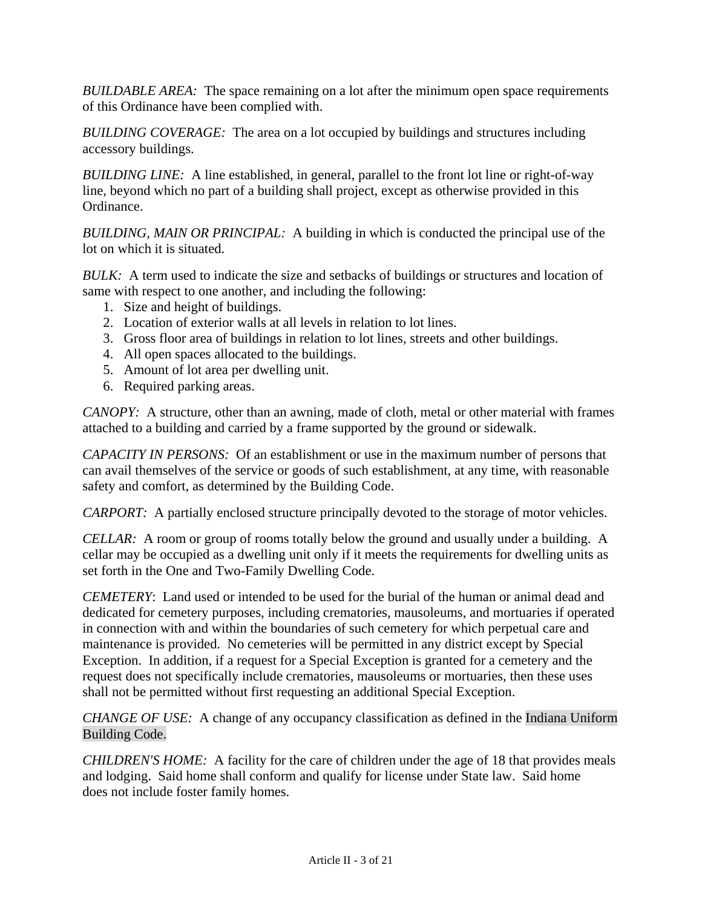*BUILDABLE AREA:* The space remaining on a lot after the minimum open space requirements of this Ordinance have been complied with.

*BUILDING COVERAGE:* The area on a lot occupied by buildings and structures including accessory buildings.

*BUILDING LINE:* A line established, in general, parallel to the front lot line or right-of-way line, beyond which no part of a building shall project, except as otherwise provided in this Ordinance.

*BUILDING, MAIN OR PRINCIPAL:* A building in which is conducted the principal use of the lot on which it is situated.

*BULK:* A term used to indicate the size and setbacks of buildings or structures and location of same with respect to one another, and including the following:

1. Size and height of buildings.
2. Location of exterior walls at all levels in relation to lot lines.
3. Gross floor area of buildings in relation to lot lines, streets and other buildings.
4. All open spaces allocated to the buildings.
5. Amount of lot area per dwelling unit.
6. Required parking areas.

*CANOPY:* A structure, other than an awning, made of cloth, metal or other material with frames attached to a building and carried by a frame supported by the ground or sidewalk.

*CAPACITY IN PERSONS:* Of an establishment or use in the maximum number of persons that can avail themselves of the service or goods of such establishment, at any time, with reasonable safety and comfort, as determined by the Building Code.

*CARPORT:* A partially enclosed structure principally devoted to the storage of motor vehicles.

*CELLAR:* A room or group of rooms totally below the ground and usually under a building. A cellar may be occupied as a dwelling unit only if it meets the requirements for dwelling units as set forth in the One and Two-Family Dwelling Code.

*CEMETERY*: Land used or intended to be used for the burial of the human or animal dead and dedicated for cemetery purposes, including crematories, mausoleums, and mortuaries if operated in connection with and within the boundaries of such cemetery for which perpetual care and maintenance is provided. No cemeteries will be permitted in any district except by Special Exception. In addition, if a request for a Special Exception is granted for a cemetery and the request does not specifically include crematories, mausoleums or mortuaries, then these uses shall not be permitted without first requesting an additional Special Exception.

*CHANGE OF USE:* A change of any occupancy classification as defined in the Indiana Uniform Building Code.

*CHILDREN'S HOME:* A facility for the care of children under the age of 18 that provides meals and lodging. Said home shall conform and qualify for license under State law. Said home does not include foster family homes.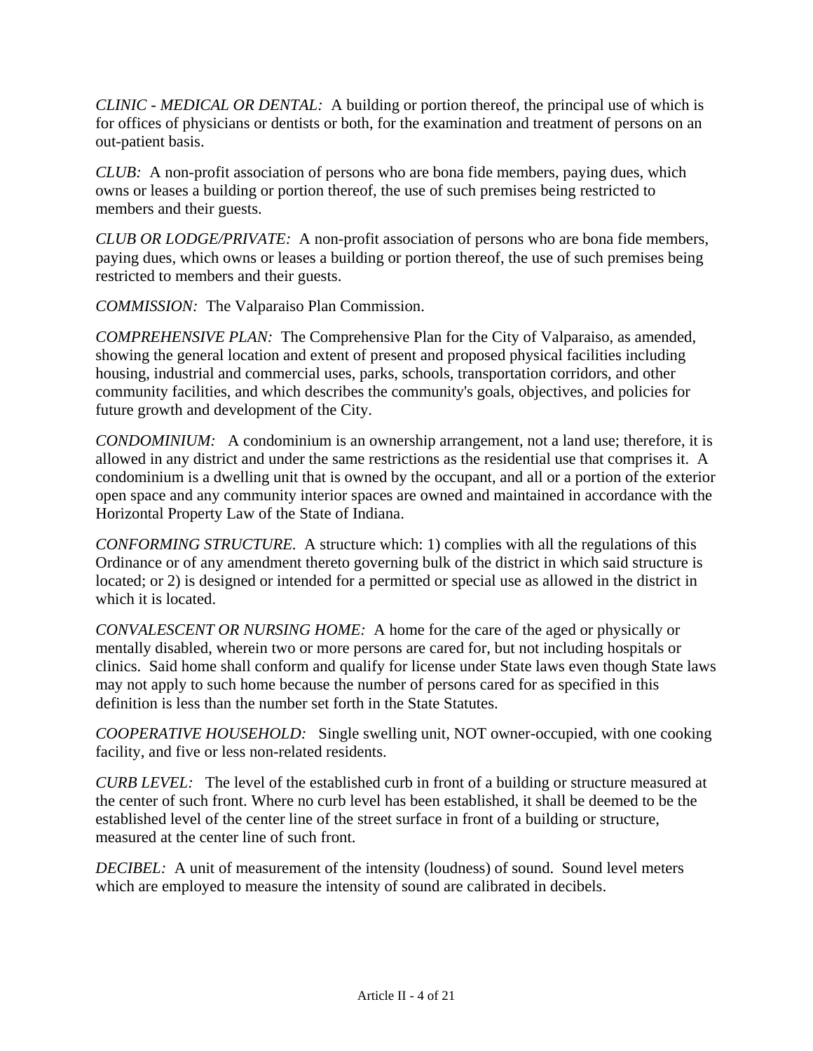*CLINIC - MEDICAL OR DENTAL:* A building or portion thereof, the principal use of which is for offices of physicians or dentists or both, for the examination and treatment of persons on an out-patient basis.

*CLUB:* A non-profit association of persons who are bona fide members, paying dues, which owns or leases a building or portion thereof, the use of such premises being restricted to members and their guests.

*CLUB OR LODGE/PRIVATE:* A non-profit association of persons who are bona fide members, paying dues, which owns or leases a building or portion thereof, the use of such premises being restricted to members and their guests.

*COMMISSION:* The Valparaiso Plan Commission.

*COMPREHENSIVE PLAN:* The Comprehensive Plan for the City of Valparaiso, as amended, showing the general location and extent of present and proposed physical facilities including housing, industrial and commercial uses, parks, schools, transportation corridors, and other community facilities, and which describes the community's goals, objectives, and policies for future growth and development of the City.

*CONDOMINIUM:* A condominium is an ownership arrangement, not a land use; therefore, it is allowed in any district and under the same restrictions as the residential use that comprises it. A condominium is a dwelling unit that is owned by the occupant, and all or a portion of the exterior open space and any community interior spaces are owned and maintained in accordance with the Horizontal Property Law of the State of Indiana.

*CONFORMING STRUCTURE.* A structure which: 1) complies with all the regulations of this Ordinance or of any amendment thereto governing bulk of the district in which said structure is located; or 2) is designed or intended for a permitted or special use as allowed in the district in which it is located.

*CONVALESCENT OR NURSING HOME:* A home for the care of the aged or physically or mentally disabled, wherein two or more persons are cared for, but not including hospitals or clinics. Said home shall conform and qualify for license under State laws even though State laws may not apply to such home because the number of persons cared for as specified in this definition is less than the number set forth in the State Statutes.

*COOPERATIVE HOUSEHOLD:* Single swelling unit, NOT owner-occupied, with one cooking facility, and five or less non-related residents.

*CURB LEVEL:* The level of the established curb in front of a building or structure measured at the center of such front. Where no curb level has been established, it shall be deemed to be the established level of the center line of the street surface in front of a building or structure, measured at the center line of such front.

*DECIBEL:* A unit of measurement of the intensity (loudness) of sound. Sound level meters which are employed to measure the intensity of sound are calibrated in decibels.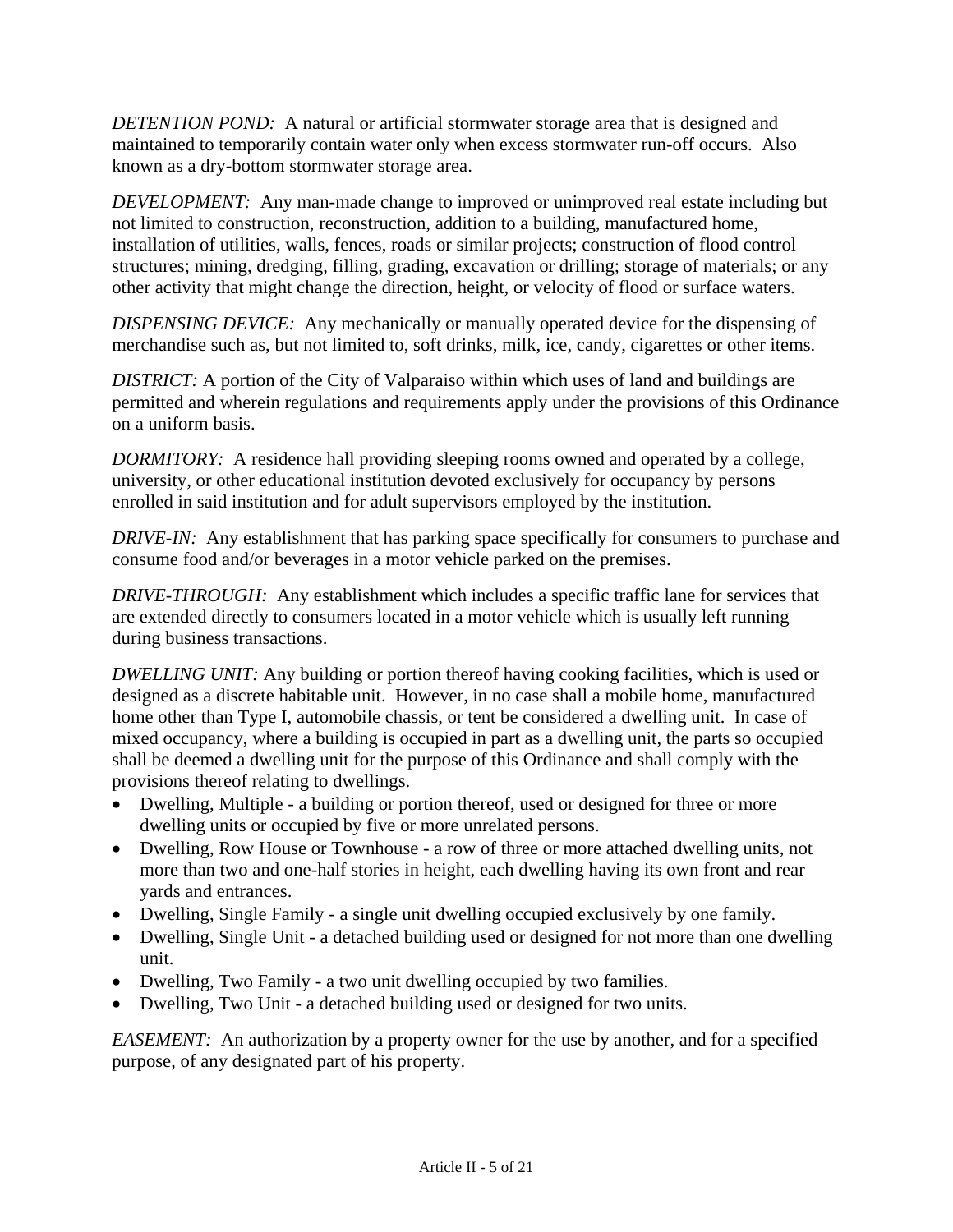*DETENTION POND:* A natural or artificial stormwater storage area that is designed and maintained to temporarily contain water only when excess stormwater run-off occurs. Also known as a dry-bottom stormwater storage area.

*DEVELOPMENT:* Any man-made change to improved or unimproved real estate including but not limited to construction, reconstruction, addition to a building, manufactured home, installation of utilities, walls, fences, roads or similar projects; construction of flood control structures; mining, dredging, filling, grading, excavation or drilling; storage of materials; or any other activity that might change the direction, height, or velocity of flood or surface waters.

*DISPENSING DEVICE:* Any mechanically or manually operated device for the dispensing of merchandise such as, but not limited to, soft drinks, milk, ice, candy, cigarettes or other items.

*DISTRICT:* A portion of the City of Valparaiso within which uses of land and buildings are permitted and wherein regulations and requirements apply under the provisions of this Ordinance on a uniform basis.

*DORMITORY:* A residence hall providing sleeping rooms owned and operated by a college, university, or other educational institution devoted exclusively for occupancy by persons enrolled in said institution and for adult supervisors employed by the institution.

*DRIVE-IN:* Any establishment that has parking space specifically for consumers to purchase and consume food and/or beverages in a motor vehicle parked on the premises.

*DRIVE-THROUGH:* Any establishment which includes a specific traffic lane for services that are extended directly to consumers located in a motor vehicle which is usually left running during business transactions.

*DWELLING UNIT:* Any building or portion thereof having cooking facilities, which is used or designed as a discrete habitable unit. However, in no case shall a mobile home, manufactured home other than Type I, automobile chassis, or tent be considered a dwelling unit. In case of mixed occupancy, where a building is occupied in part as a dwelling unit, the parts so occupied shall be deemed a dwelling unit for the purpose of this Ordinance and shall comply with the provisions thereof relating to dwellings.

- Dwelling, Multiple - a building or portion thereof, used or designed for three or more dwelling units or occupied by five or more unrelated persons.
- Dwelling, Row House or Townhouse - a row of three or more attached dwelling units, not more than two and one-half stories in height, each dwelling having its own front and rear yards and entrances.
- Dwelling, Single Family - a single unit dwelling occupied exclusively by one family.
- Dwelling, Single Unit - a detached building used or designed for not more than one dwelling unit.
- Dwelling, Two Family - a two unit dwelling occupied by two families.
- Dwelling, Two Unit - a detached building used or designed for two units.

*EASEMENT:* An authorization by a property owner for the use by another, and for a specified purpose, of any designated part of his property.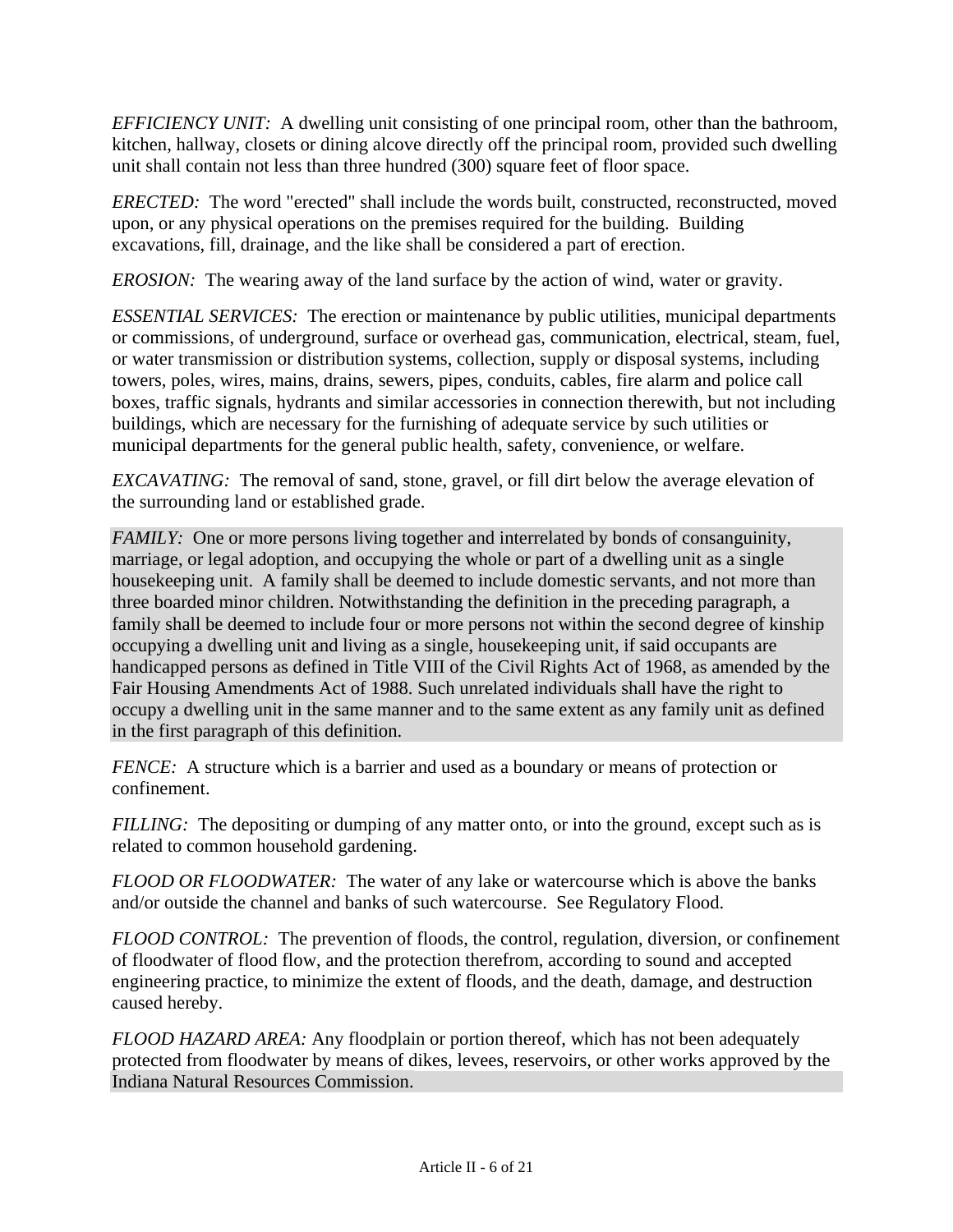*EFFICIENCY UNIT:* A dwelling unit consisting of one principal room, other than the bathroom, kitchen, hallway, closets or dining alcove directly off the principal room, provided such dwelling unit shall contain not less than three hundred (300) square feet of floor space.

*ERECTED:* The word "erected" shall include the words built, constructed, reconstructed, moved upon, or any physical operations on the premises required for the building. Building excavations, fill, drainage, and the like shall be considered a part of erection.

*EROSION:* The wearing away of the land surface by the action of wind, water or gravity.

*ESSENTIAL SERVICES:* The erection or maintenance by public utilities, municipal departments or commissions, of underground, surface or overhead gas, communication, electrical, steam, fuel, or water transmission or distribution systems, collection, supply or disposal systems, including towers, poles, wires, mains, drains, sewers, pipes, conduits, cables, fire alarm and police call boxes, traffic signals, hydrants and similar accessories in connection therewith, but not including buildings, which are necessary for the furnishing of adequate service by such utilities or municipal departments for the general public health, safety, convenience, or welfare.

*EXCAVATING:* The removal of sand, stone, gravel, or fill dirt below the average elevation of the surrounding land or established grade.

*FAMILY:* One or more persons living together and interrelated by bonds of consanguinity, marriage, or legal adoption, and occupying the whole or part of a dwelling unit as a single housekeeping unit. A family shall be deemed to include domestic servants, and not more than three boarded minor children. Notwithstanding the definition in the preceding paragraph, a family shall be deemed to include four or more persons not within the second degree of kinship occupying a dwelling unit and living as a single, housekeeping unit, if said occupants are handicapped persons as defined in Title VIII of the Civil Rights Act of 1968, as amended by the Fair Housing Amendments Act of 1988. Such unrelated individuals shall have the right to occupy a dwelling unit in the same manner and to the same extent as any family unit as defined in the first paragraph of this definition.

*FENCE:* A structure which is a barrier and used as a boundary or means of protection or confinement.

*FILLING:* The depositing or dumping of any matter onto, or into the ground, except such as is related to common household gardening.

*FLOOD OR FLOODWATER:* The water of any lake or watercourse which is above the banks and/or outside the channel and banks of such watercourse. See Regulatory Flood.

*FLOOD CONTROL:* The prevention of floods, the control, regulation, diversion, or confinement of floodwater of flood flow, and the protection therefrom, according to sound and accepted engineering practice, to minimize the extent of floods, and the death, damage, and destruction caused hereby.

*FLOOD HAZARD AREA:* Any floodplain or portion thereof, which has not been adequately protected from floodwater by means of dikes, levees, reservoirs, or other works approved by the Indiana Natural Resources Commission.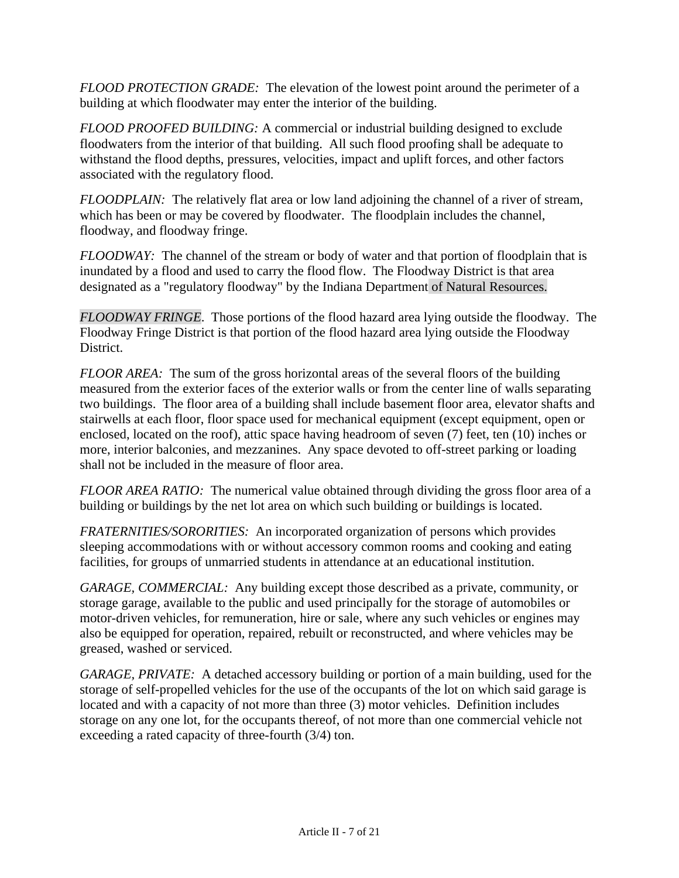*FLOOD PROTECTION GRADE:* The elevation of the lowest point around the perimeter of a building at which floodwater may enter the interior of the building.

*FLOOD PROOFED BUILDING:* A commercial or industrial building designed to exclude floodwaters from the interior of that building. All such flood proofing shall be adequate to withstand the flood depths, pressures, velocities, impact and uplift forces, and other factors associated with the regulatory flood.

*FLOODPLAIN:* The relatively flat area or low land adjoining the channel of a river of stream, which has been or may be covered by floodwater. The floodplain includes the channel, floodway, and floodway fringe.

*FLOODWAY:* The channel of the stream or body of water and that portion of floodplain that is inundated by a flood and used to carry the flood flow. The Floodway District is that area designated as a "regulatory floodway" by the Indiana Department of Natural Resources.

*FLOODWAY FRINGE.* Those portions of the flood hazard area lying outside the floodway. The Floodway Fringe District is that portion of the flood hazard area lying outside the Floodway District.

*FLOOR AREA:* The sum of the gross horizontal areas of the several floors of the building measured from the exterior faces of the exterior walls or from the center line of walls separating two buildings. The floor area of a building shall include basement floor area, elevator shafts and stairwells at each floor, floor space used for mechanical equipment (except equipment, open or enclosed, located on the roof), attic space having headroom of seven (7) feet, ten (10) inches or more, interior balconies, and mezzanines. Any space devoted to off-street parking or loading shall not be included in the measure of floor area.

*FLOOR AREA RATIO:* The numerical value obtained through dividing the gross floor area of a building or buildings by the net lot area on which such building or buildings is located.

*FRATERNITIES/SORORITIES:* An incorporated organization of persons which provides sleeping accommodations with or without accessory common rooms and cooking and eating facilities, for groups of unmarried students in attendance at an educational institution.

*GARAGE, COMMERCIAL:* Any building except those described as a private, community, or storage garage, available to the public and used principally for the storage of automobiles or motor-driven vehicles, for remuneration, hire or sale, where any such vehicles or engines may also be equipped for operation, repaired, rebuilt or reconstructed, and where vehicles may be greased, washed or serviced.

*GARAGE, PRIVATE:* A detached accessory building or portion of a main building, used for the storage of self-propelled vehicles for the use of the occupants of the lot on which said garage is located and with a capacity of not more than three (3) motor vehicles. Definition includes storage on any one lot, for the occupants thereof, of not more than one commercial vehicle not exceeding a rated capacity of three-fourth (3/4) ton.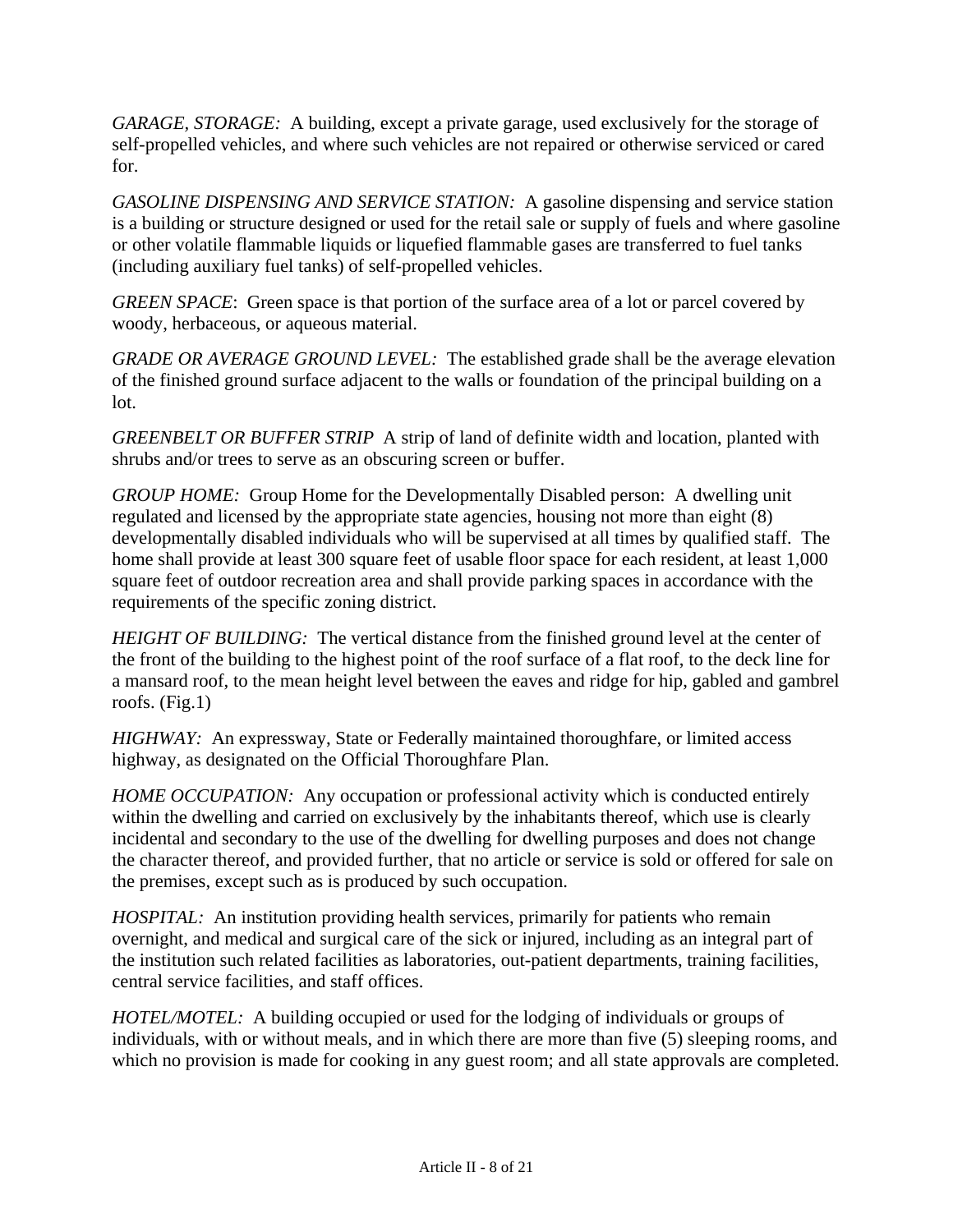*GARAGE, STORAGE:* A building, except a private garage, used exclusively for the storage of self-propelled vehicles, and where such vehicles are not repaired or otherwise serviced or cared for.

*GASOLINE DISPENSING AND SERVICE STATION:* A gasoline dispensing and service station is a building or structure designed or used for the retail sale or supply of fuels and where gasoline or other volatile flammable liquids or liquefied flammable gases are transferred to fuel tanks (including auxiliary fuel tanks) of self-propelled vehicles.

*GREEN SPACE*: Green space is that portion of the surface area of a lot or parcel covered by woody, herbaceous, or aqueous material.

*GRADE OR AVERAGE GROUND LEVEL:* The established grade shall be the average elevation of the finished ground surface adjacent to the walls or foundation of the principal building on a lot.

*GREENBELT OR BUFFER STRIP* A strip of land of definite width and location, planted with shrubs and/or trees to serve as an obscuring screen or buffer.

*GROUP HOME:* Group Home for the Developmentally Disabled person: A dwelling unit regulated and licensed by the appropriate state agencies, housing not more than eight (8) developmentally disabled individuals who will be supervised at all times by qualified staff. The home shall provide at least 300 square feet of usable floor space for each resident, at least 1,000 square feet of outdoor recreation area and shall provide parking spaces in accordance with the requirements of the specific zoning district.

*HEIGHT OF BUILDING:* The vertical distance from the finished ground level at the center of the front of the building to the highest point of the roof surface of a flat roof, to the deck line for a mansard roof, to the mean height level between the eaves and ridge for hip, gabled and gambrel roofs. (Fig.1)

*HIGHWAY:* An expressway, State or Federally maintained thoroughfare, or limited access highway, as designated on the Official Thoroughfare Plan.

*HOME OCCUPATION:* Any occupation or professional activity which is conducted entirely within the dwelling and carried on exclusively by the inhabitants thereof, which use is clearly incidental and secondary to the use of the dwelling for dwelling purposes and does not change the character thereof, and provided further, that no article or service is sold or offered for sale on the premises, except such as is produced by such occupation.

*HOSPITAL:* An institution providing health services, primarily for patients who remain overnight, and medical and surgical care of the sick or injured, including as an integral part of the institution such related facilities as laboratories, out-patient departments, training facilities, central service facilities, and staff offices.

*HOTEL/MOTEL:* A building occupied or used for the lodging of individuals or groups of individuals, with or without meals, and in which there are more than five (5) sleeping rooms, and which no provision is made for cooking in any guest room; and all state approvals are completed.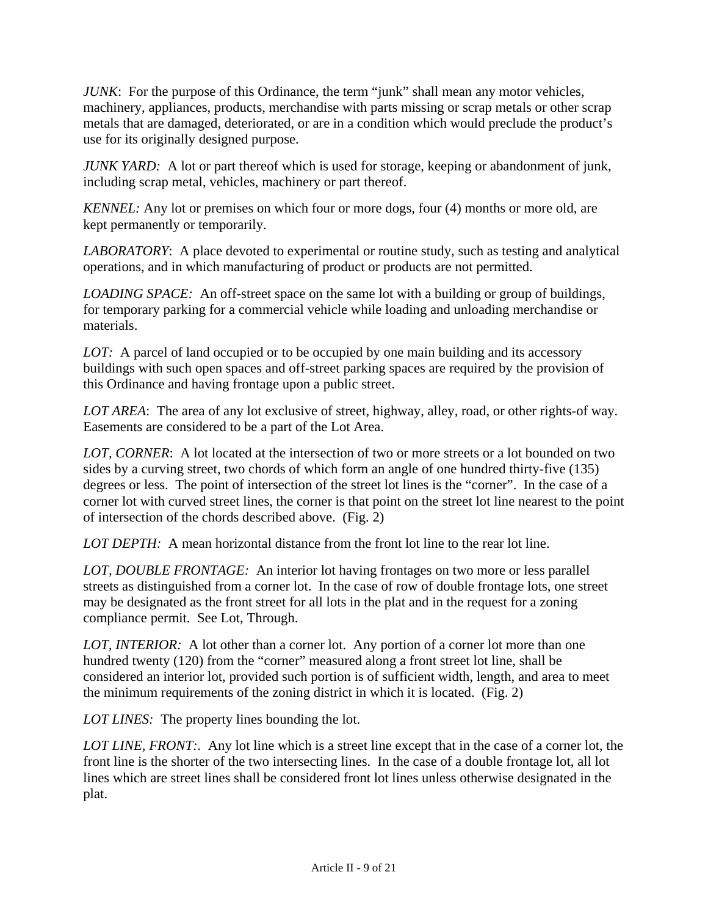*JUNK*: For the purpose of this Ordinance, the term "junk" shall mean any motor vehicles, machinery, appliances, products, merchandise with parts missing or scrap metals or other scrap metals that are damaged, deteriorated, or are in a condition which would preclude the product's use for its originally designed purpose.

*JUNK YARD:* A lot or part thereof which is used for storage, keeping or abandonment of junk, including scrap metal, vehicles, machinery or part thereof.

*KENNEL:* Any lot or premises on which four or more dogs, four (4) months or more old, are kept permanently or temporarily.

*LABORATORY*: A place devoted to experimental or routine study, such as testing and analytical operations, and in which manufacturing of product or products are not permitted.

*LOADING SPACE:* An off-street space on the same lot with a building or group of buildings, for temporary parking for a commercial vehicle while loading and unloading merchandise or materials.

*LOT:* A parcel of land occupied or to be occupied by one main building and its accessory buildings with such open spaces and off-street parking spaces are required by the provision of this Ordinance and having frontage upon a public street.

*LOT AREA*: The area of any lot exclusive of street, highway, alley, road, or other rights-of way. Easements are considered to be a part of the Lot Area.

*LOT, CORNER*: A lot located at the intersection of two or more streets or a lot bounded on two sides by a curving street, two chords of which form an angle of one hundred thirty-five (135) degrees or less. The point of intersection of the street lot lines is the "corner". In the case of a corner lot with curved street lines, the corner is that point on the street lot line nearest to the point of intersection of the chords described above. (Fig. 2)

*LOT DEPTH:* A mean horizontal distance from the front lot line to the rear lot line.

*LOT, DOUBLE FRONTAGE:* An interior lot having frontages on two more or less parallel streets as distinguished from a corner lot. In the case of row of double frontage lots, one street may be designated as the front street for all lots in the plat and in the request for a zoning compliance permit. See Lot, Through.

*LOT, INTERIOR:* A lot other than a corner lot. Any portion of a corner lot more than one hundred twenty (120) from the "corner" measured along a front street lot line, shall be considered an interior lot, provided such portion is of sufficient width, length, and area to meet the minimum requirements of the zoning district in which it is located. (Fig. 2)

*LOT LINES:* The property lines bounding the lot.

*LOT LINE, FRONT:*. Any lot line which is a street line except that in the case of a corner lot, the front line is the shorter of the two intersecting lines. In the case of a double frontage lot, all lot lines which are street lines shall be considered front lot lines unless otherwise designated in the plat.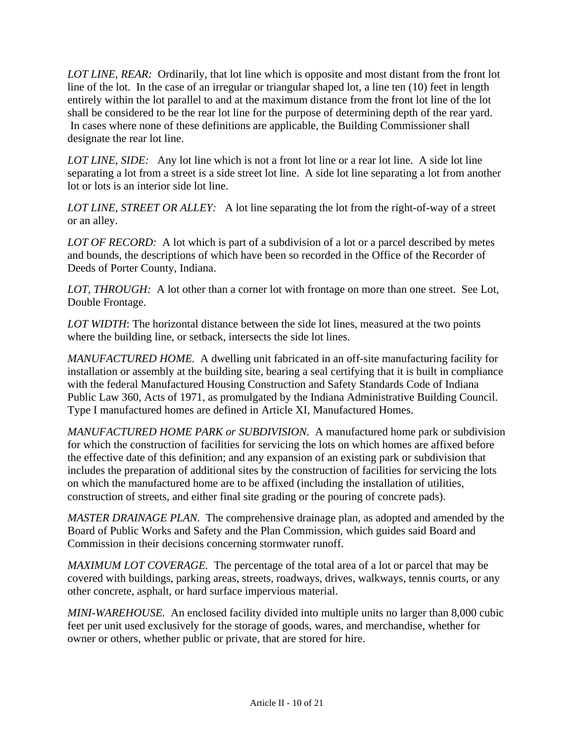*LOT LINE, REAR:* Ordinarily, that lot line which is opposite and most distant from the front lot line of the lot. In the case of an irregular or triangular shaped lot, a line ten (10) feet in length entirely within the lot parallel to and at the maximum distance from the front lot line of the lot shall be considered to be the rear lot line for the purpose of determining depth of the rear yard. In cases where none of these definitions are applicable, the Building Commissioner shall designate the rear lot line.

*LOT LINE, SIDE:* Any lot line which is not a front lot line or a rear lot line. A side lot line separating a lot from a street is a side street lot line. A side lot line separating a lot from another lot or lots is an interior side lot line.

*LOT LINE, STREET OR ALLEY:* A lot line separating the lot from the right-of-way of a street or an alley.

*LOT OF RECORD:* A lot which is part of a subdivision of a lot or a parcel described by metes and bounds, the descriptions of which have been so recorded in the Office of the Recorder of Deeds of Porter County, Indiana.

*LOT, THROUGH:* A lot other than a corner lot with frontage on more than one street. See Lot, Double Frontage.

*LOT WIDTH*: The horizontal distance between the side lot lines, measured at the two points where the building line, or setback, intersects the side lot lines.

*MANUFACTURED HOME.* A dwelling unit fabricated in an off-site manufacturing facility for installation or assembly at the building site, bearing a seal certifying that it is built in compliance with the federal Manufactured Housing Construction and Safety Standards Code of Indiana Public Law 360, Acts of 1971, as promulgated by the Indiana Administrative Building Council. Type I manufactured homes are defined in Article XI, Manufactured Homes.

*MANUFACTURED HOME PARK or SUBDIVISION.* A manufactured home park or subdivision for which the construction of facilities for servicing the lots on which homes are affixed before the effective date of this definition; and any expansion of an existing park or subdivision that includes the preparation of additional sites by the construction of facilities for servicing the lots on which the manufactured home are to be affixed (including the installation of utilities, construction of streets, and either final site grading or the pouring of concrete pads).

*MASTER DRAINAGE PLAN.* The comprehensive drainage plan, as adopted and amended by the Board of Public Works and Safety and the Plan Commission, which guides said Board and Commission in their decisions concerning stormwater runoff.

*MAXIMUM LOT COVERAGE.* The percentage of the total area of a lot or parcel that may be covered with buildings, parking areas, streets, roadways, drives, walkways, tennis courts, or any other concrete, asphalt, or hard surface impervious material.

*MINI-WAREHOUSE.* An enclosed facility divided into multiple units no larger than 8,000 cubic feet per unit used exclusively for the storage of goods, wares, and merchandise, whether for owner or others, whether public or private, that are stored for hire.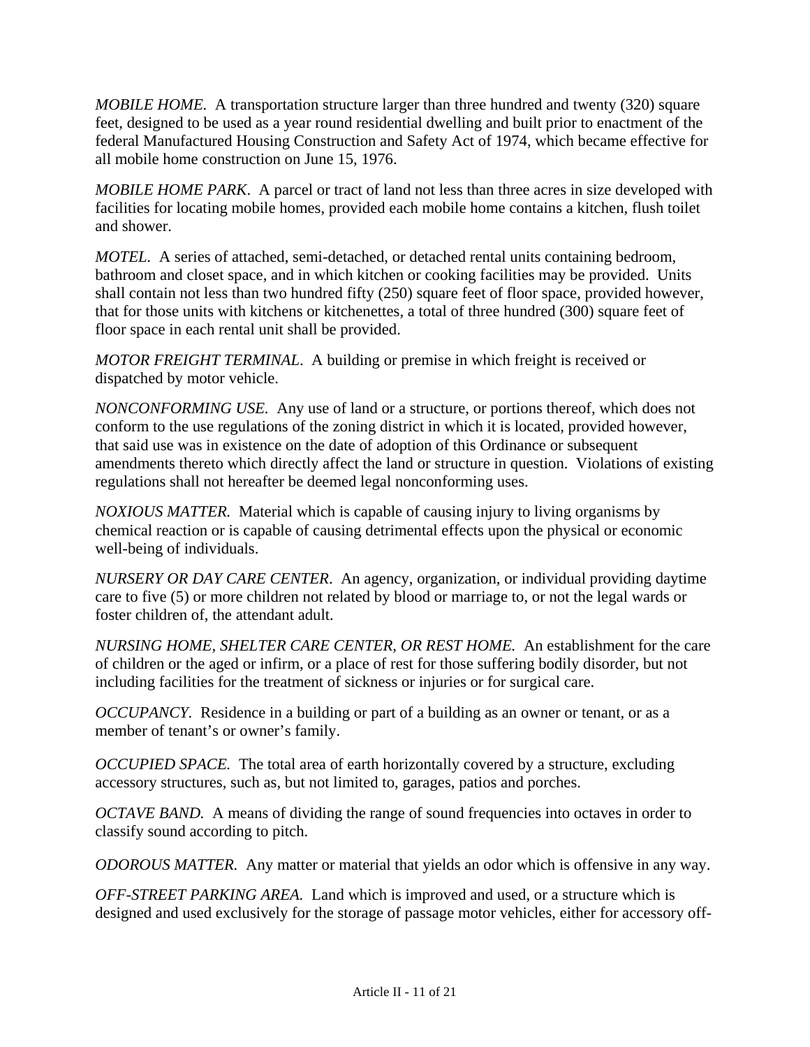*MOBILE HOME.* A transportation structure larger than three hundred and twenty (320) square feet, designed to be used as a year round residential dwelling and built prior to enactment of the federal Manufactured Housing Construction and Safety Act of 1974, which became effective for all mobile home construction on June 15, 1976.

*MOBILE HOME PARK*. A parcel or tract of land not less than three acres in size developed with facilities for locating mobile homes, provided each mobile home contains a kitchen, flush toilet and shower.

*MOTEL*. A series of attached, semi-detached, or detached rental units containing bedroom, bathroom and closet space, and in which kitchen or cooking facilities may be provided. Units shall contain not less than two hundred fifty (250) square feet of floor space, provided however, that for those units with kitchens or kitchenettes, a total of three hundred (300) square feet of floor space in each rental unit shall be provided.

*MOTOR FREIGHT TERMINAL*. A building or premise in which freight is received or dispatched by motor vehicle.

*NONCONFORMING USE.* Any use of land or a structure, or portions thereof, which does not conform to the use regulations of the zoning district in which it is located, provided however, that said use was in existence on the date of adoption of this Ordinance or subsequent amendments thereto which directly affect the land or structure in question. Violations of existing regulations shall not hereafter be deemed legal nonconforming uses.

*NOXIOUS MATTER.* Material which is capable of causing injury to living organisms by chemical reaction or is capable of causing detrimental effects upon the physical or economic well-being of individuals.

*NURSERY OR DAY CARE CENTER*. An agency, organization, or individual providing daytime care to five (5) or more children not related by blood or marriage to, or not the legal wards or foster children of, the attendant adult.

*NURSING HOME, SHELTER CARE CENTER, OR REST HOME.* An establishment for the care of children or the aged or infirm, or a place of rest for those suffering bodily disorder, but not including facilities for the treatment of sickness or injuries or for surgical care.

*OCCUPANCY.* Residence in a building or part of a building as an owner or tenant, or as a member of tenant's or owner's family.

*OCCUPIED SPACE.* The total area of earth horizontally covered by a structure, excluding accessory structures, such as, but not limited to, garages, patios and porches.

*OCTAVE BAND.* A means of dividing the range of sound frequencies into octaves in order to classify sound according to pitch.

*ODOROUS MATTER.* Any matter or material that yields an odor which is offensive in any way.

*OFF-STREET PARKING AREA.* Land which is improved and used, or a structure which is designed and used exclusively for the storage of passage motor vehicles, either for accessory off-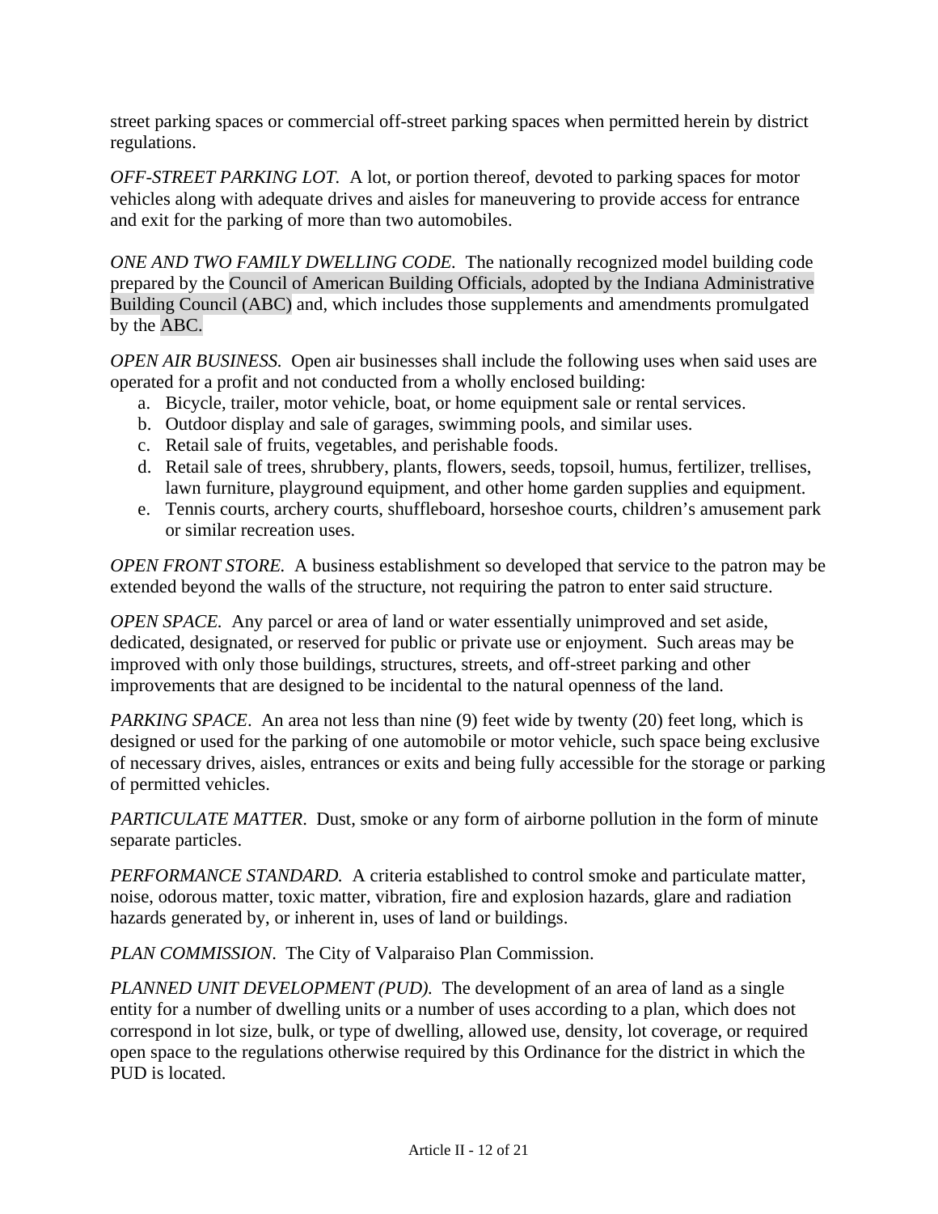street parking spaces or commercial off-street parking spaces when permitted herein by district regulations.

*OFF-STREET PARKING LOT.* A lot, or portion thereof, devoted to parking spaces for motor vehicles along with adequate drives and aisles for maneuvering to provide access for entrance and exit for the parking of more than two automobiles.

*ONE AND TWO FAMILY DWELLING CODE.* The nationally recognized model building code prepared by the Council of American Building Officials, adopted by the Indiana Administrative Building Council (ABC) and, which includes those supplements and amendments promulgated by the ABC.

*OPEN AIR BUSINESS.* Open air businesses shall include the following uses when said uses are operated for a profit and not conducted from a wholly enclosed building:

a. Bicycle, trailer, motor vehicle, boat, or home equipment sale or rental services.
b. Outdoor display and sale of garages, swimming pools, and similar uses.
c. Retail sale of fruits, vegetables, and perishable foods.
d. Retail sale of trees, shrubbery, plants, flowers, seeds, topsoil, humus, fertilizer, trellises, lawn furniture, playground equipment, and other home garden supplies and equipment.
e. Tennis courts, archery courts, shuffleboard, horseshoe courts, children's amusement park or similar recreation uses.

*OPEN FRONT STORE.* A business establishment so developed that service to the patron may be extended beyond the walls of the structure, not requiring the patron to enter said structure.

*OPEN SPACE.* Any parcel or area of land or water essentially unimproved and set aside, dedicated, designated, or reserved for public or private use or enjoyment. Such areas may be improved with only those buildings, structures, streets, and off-street parking and other improvements that are designed to be incidental to the natural openness of the land.

*PARKING SPACE*. An area not less than nine (9) feet wide by twenty (20) feet long, which is designed or used for the parking of one automobile or motor vehicle, such space being exclusive of necessary drives, aisles, entrances or exits and being fully accessible for the storage or parking of permitted vehicles.

*PARTICULATE MATTER*. Dust, smoke or any form of airborne pollution in the form of minute separate particles.

*PERFORMANCE STANDARD.* A criteria established to control smoke and particulate matter, noise, odorous matter, toxic matter, vibration, fire and explosion hazards, glare and radiation hazards generated by, or inherent in, uses of land or buildings.

*PLAN COMMISSION*. The City of Valparaiso Plan Commission.

*PLANNED UNIT DEVELOPMENT (PUD).* The development of an area of land as a single entity for a number of dwelling units or a number of uses according to a plan, which does not correspond in lot size, bulk, or type of dwelling, allowed use, density, lot coverage, or required open space to the regulations otherwise required by this Ordinance for the district in which the PUD is located.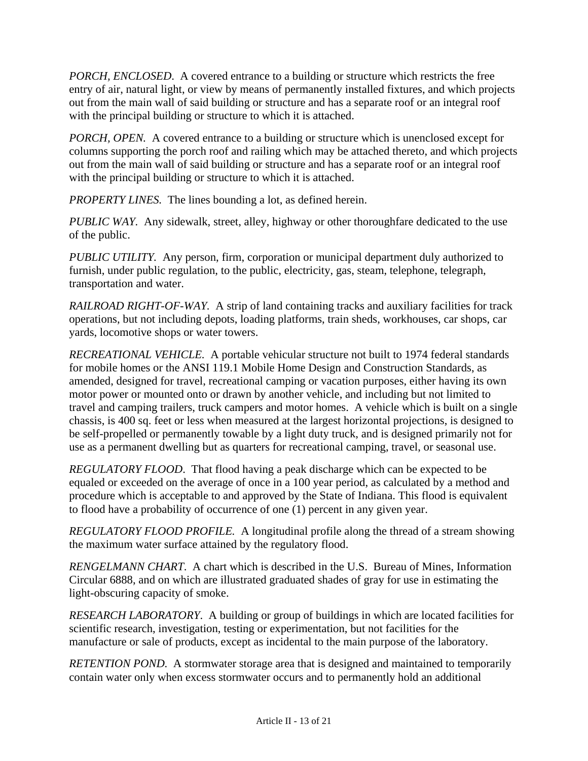*PORCH, ENCLOSED.* A covered entrance to a building or structure which restricts the free entry of air, natural light, or view by means of permanently installed fixtures, and which projects out from the main wall of said building or structure and has a separate roof or an integral roof with the principal building or structure to which it is attached.

*PORCH, OPEN.* A covered entrance to a building or structure which is unenclosed except for columns supporting the porch roof and railing which may be attached thereto, and which projects out from the main wall of said building or structure and has a separate roof or an integral roof with the principal building or structure to which it is attached.

*PROPERTY LINES.* The lines bounding a lot, as defined herein.

*PUBLIC WAY.* Any sidewalk, street, alley, highway or other thoroughfare dedicated to the use of the public.

*PUBLIC UTILITY.* Any person, firm, corporation or municipal department duly authorized to furnish, under public regulation, to the public, electricity, gas, steam, telephone, telegraph, transportation and water.

*RAILROAD RIGHT-OF-WAY.* A strip of land containing tracks and auxiliary facilities for track operations, but not including depots, loading platforms, train sheds, workhouses, car shops, car yards, locomotive shops or water towers.

*RECREATIONAL VEHICLE.* A portable vehicular structure not built to 1974 federal standards for mobile homes or the ANSI 119.1 Mobile Home Design and Construction Standards, as amended, designed for travel, recreational camping or vacation purposes, either having its own motor power or mounted onto or drawn by another vehicle, and including but not limited to travel and camping trailers, truck campers and motor homes. A vehicle which is built on a single chassis, is 400 sq. feet or less when measured at the largest horizontal projections, is designed to be self-propelled or permanently towable by a light duty truck, and is designed primarily not for use as a permanent dwelling but as quarters for recreational camping, travel, or seasonal use.

*REGULATORY FLOOD.* That flood having a peak discharge which can be expected to be equaled or exceeded on the average of once in a 100 year period, as calculated by a method and procedure which is acceptable to and approved by the State of Indiana. This flood is equivalent to flood have a probability of occurrence of one (1) percent in any given year.

*REGULATORY FLOOD PROFILE.* A longitudinal profile along the thread of a stream showing the maximum water surface attained by the regulatory flood.

*RENGELMANN CHART.* A chart which is described in the U.S. Bureau of Mines, Information Circular 6888, and on which are illustrated graduated shades of gray for use in estimating the light-obscuring capacity of smoke.

*RESEARCH LABORATORY.* A building or group of buildings in which are located facilities for scientific research, investigation, testing or experimentation, but not facilities for the manufacture or sale of products, except as incidental to the main purpose of the laboratory.

*RETENTION POND.* A stormwater storage area that is designed and maintained to temporarily contain water only when excess stormwater occurs and to permanently hold an additional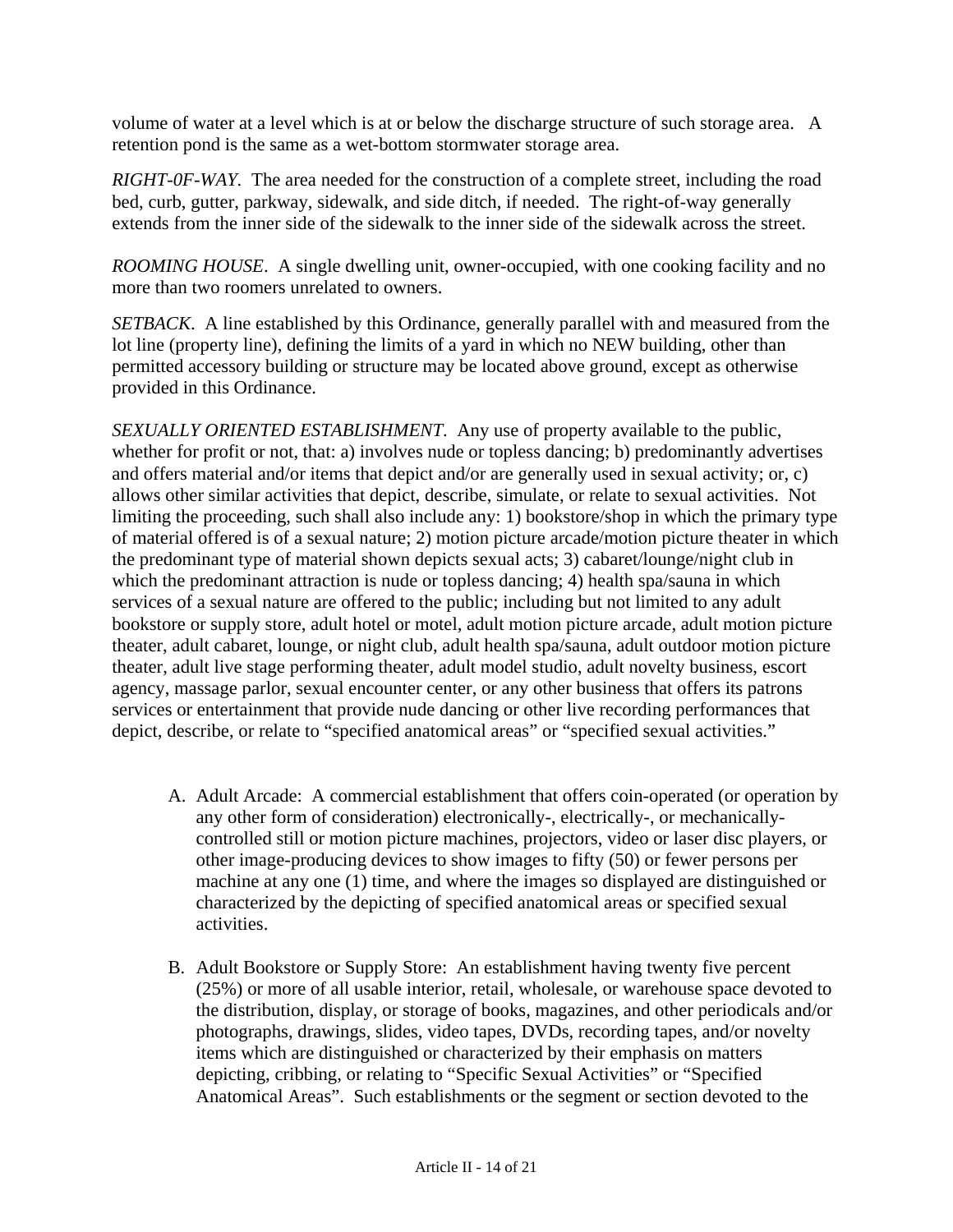volume of water at a level which is at or below the discharge structure of such storage area. A retention pond is the same as a wet-bottom stormwater storage area.

*RIGHT-0F-WAY*. The area needed for the construction of a complete street, including the road bed, curb, gutter, parkway, sidewalk, and side ditch, if needed. The right-of-way generally extends from the inner side of the sidewalk to the inner side of the sidewalk across the street.

*ROOMING HOUSE*. A single dwelling unit, owner-occupied, with one cooking facility and no more than two roomers unrelated to owners.

*SETBACK*. A line established by this Ordinance, generally parallel with and measured from the lot line (property line), defining the limits of a yard in which no NEW building, other than permitted accessory building or structure may be located above ground, except as otherwise provided in this Ordinance.

*SEXUALLY ORIENTED ESTABLISHMENT*. Any use of property available to the public, whether for profit or not, that: a) involves nude or topless dancing; b) predominantly advertises and offers material and/or items that depict and/or are generally used in sexual activity; or, c) allows other similar activities that depict, describe, simulate, or relate to sexual activities. Not limiting the proceeding, such shall also include any: 1) bookstore/shop in which the primary type of material offered is of a sexual nature; 2) motion picture arcade/motion picture theater in which the predominant type of material shown depicts sexual acts; 3) cabaret/lounge/night club in which the predominant attraction is nude or topless dancing; 4) health spa/sauna in which services of a sexual nature are offered to the public; including but not limited to any adult bookstore or supply store, adult hotel or motel, adult motion picture arcade, adult motion picture theater, adult cabaret, lounge, or night club, adult health spa/sauna, adult outdoor motion picture theater, adult live stage performing theater, adult model studio, adult novelty business, escort agency, massage parlor, sexual encounter center, or any other business that offers its patrons services or entertainment that provide nude dancing or other live recording performances that depict, describe, or relate to "specified anatomical areas" or "specified sexual activities."

A. Adult Arcade: A commercial establishment that offers coin-operated (or operation by any other form of consideration) electronically-, electrically-, or mechanically-controlled still or motion picture machines, projectors, video or laser disc players, or other image-producing devices to show images to fifty (50) or fewer persons per machine at any one (1) time, and where the images so displayed are distinguished or characterized by the depicting of specified anatomical areas or specified sexual activities.

B. Adult Bookstore or Supply Store: An establishment having twenty five percent (25%) or more of all usable interior, retail, wholesale, or warehouse space devoted to the distribution, display, or storage of books, magazines, and other periodicals and/or photographs, drawings, slides, video tapes, DVDs, recording tapes, and/or novelty items which are distinguished or characterized by their emphasis on matters depicting, cribbing, or relating to "Specific Sexual Activities" or "Specified Anatomical Areas". Such establishments or the segment or section devoted to the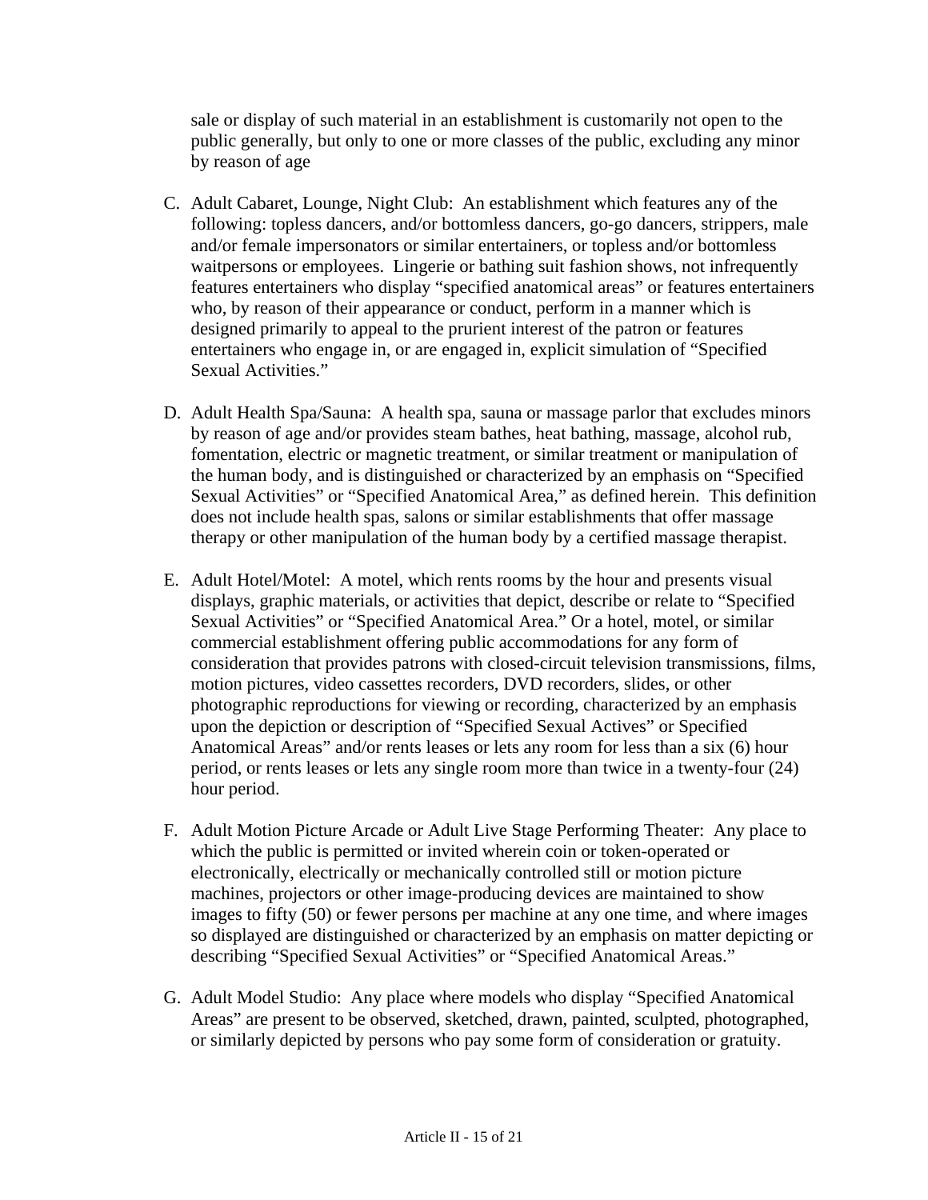sale or display of such material in an establishment is customarily not open to the public generally, but only to one or more classes of the public, excluding any minor by reason of age

C. Adult Cabaret, Lounge, Night Club: An establishment which features any of the following: topless dancers, and/or bottomless dancers, go-go dancers, strippers, male and/or female impersonators or similar entertainers, or topless and/or bottomless waitpersons or employees. Lingerie or bathing suit fashion shows, not infrequently features entertainers who display "specified anatomical areas" or features entertainers who, by reason of their appearance or conduct, perform in a manner which is designed primarily to appeal to the prurient interest of the patron or features entertainers who engage in, or are engaged in, explicit simulation of "Specified Sexual Activities."

D. Adult Health Spa/Sauna: A health spa, sauna or massage parlor that excludes minors by reason of age and/or provides steam bathes, heat bathing, massage, alcohol rub, fomentation, electric or magnetic treatment, or similar treatment or manipulation of the human body, and is distinguished or characterized by an emphasis on "Specified Sexual Activities" or "Specified Anatomical Area," as defined herein. This definition does not include health spas, salons or similar establishments that offer massage therapy or other manipulation of the human body by a certified massage therapist.

E. Adult Hotel/Motel: A motel, which rents rooms by the hour and presents visual displays, graphic materials, or activities that depict, describe or relate to "Specified Sexual Activities" or "Specified Anatomical Area." Or a hotel, motel, or similar commercial establishment offering public accommodations for any form of consideration that provides patrons with closed-circuit television transmissions, films, motion pictures, video cassettes recorders, DVD recorders, slides, or other photographic reproductions for viewing or recording, characterized by an emphasis upon the depiction or description of "Specified Sexual Actives" or Specified Anatomical Areas" and/or rents leases or lets any room for less than a six (6) hour period, or rents leases or lets any single room more than twice in a twenty-four (24) hour period.

F. Adult Motion Picture Arcade or Adult Live Stage Performing Theater: Any place to which the public is permitted or invited wherein coin or token-operated or electronically, electrically or mechanically controlled still or motion picture machines, projectors or other image-producing devices are maintained to show images to fifty (50) or fewer persons per machine at any one time, and where images so displayed are distinguished or characterized by an emphasis on matter depicting or describing "Specified Sexual Activities" or "Specified Anatomical Areas."

G. Adult Model Studio: Any place where models who display "Specified Anatomical Areas" are present to be observed, sketched, drawn, painted, sculpted, photographed, or similarly depicted by persons who pay some form of consideration or gratuity.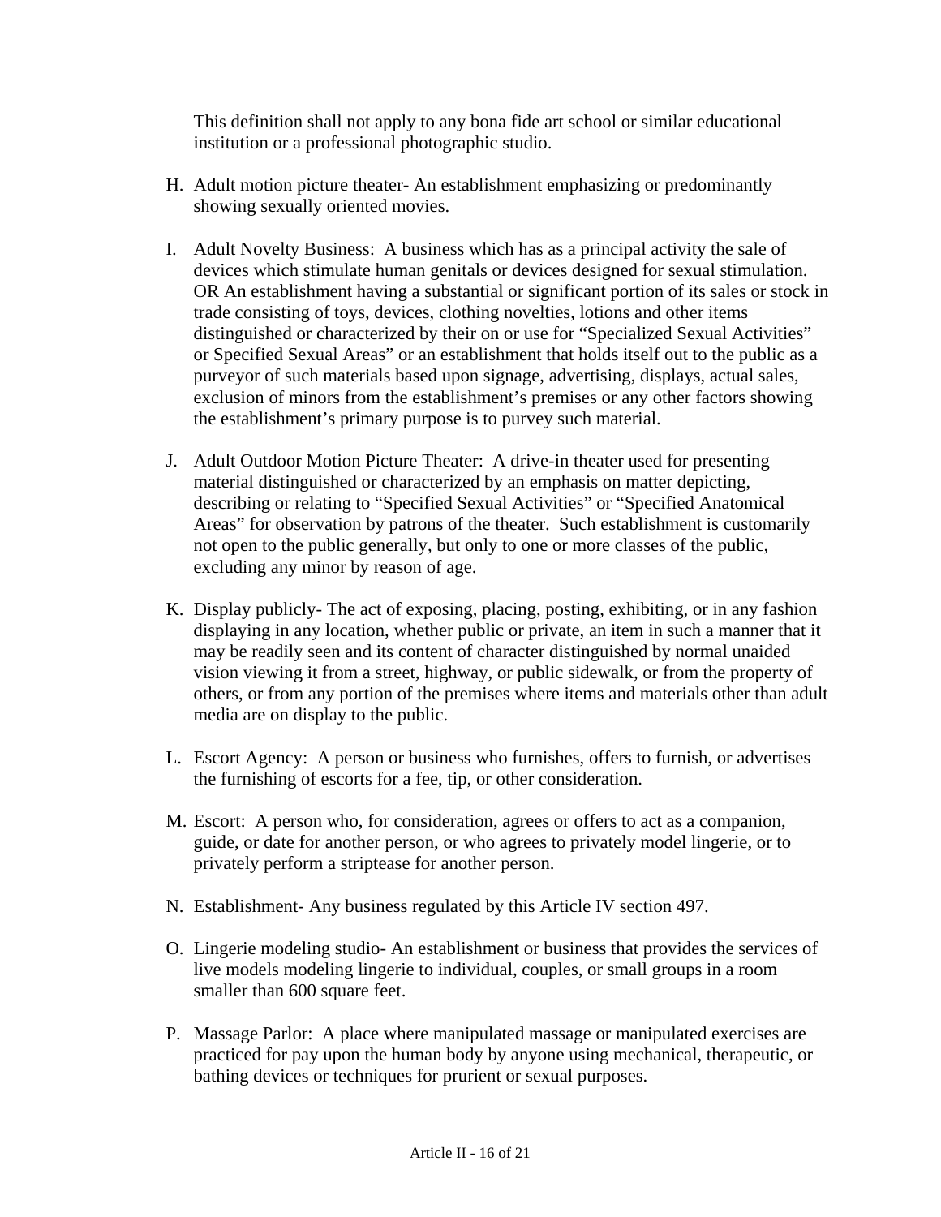This definition shall not apply to any bona fide art school or similar educational institution or a professional photographic studio.

H. Adult motion picture theater- An establishment emphasizing or predominantly showing sexually oriented movies.

I. Adult Novelty Business: A business which has as a principal activity the sale of devices which stimulate human genitals or devices designed for sexual stimulation. OR An establishment having a substantial or significant portion of its sales or stock in trade consisting of toys, devices, clothing novelties, lotions and other items distinguished or characterized by their on or use for "Specialized Sexual Activities" or Specified Sexual Areas" or an establishment that holds itself out to the public as a purveyor of such materials based upon signage, advertising, displays, actual sales, exclusion of minors from the establishment's premises or any other factors showing the establishment's primary purpose is to purvey such material.

J. Adult Outdoor Motion Picture Theater: A drive-in theater used for presenting material distinguished or characterized by an emphasis on matter depicting, describing or relating to "Specified Sexual Activities" or "Specified Anatomical Areas" for observation by patrons of the theater. Such establishment is customarily not open to the public generally, but only to one or more classes of the public, excluding any minor by reason of age.

K. Display publicly- The act of exposing, placing, posting, exhibiting, or in any fashion displaying in any location, whether public or private, an item in such a manner that it may be readily seen and its content of character distinguished by normal unaided vision viewing it from a street, highway, or public sidewalk, or from the property of others, or from any portion of the premises where items and materials other than adult media are on display to the public.

L. Escort Agency: A person or business who furnishes, offers to furnish, or advertises the furnishing of escorts for a fee, tip, or other consideration.

M. Escort: A person who, for consideration, agrees or offers to act as a companion, guide, or date for another person, or who agrees to privately model lingerie, or to privately perform a striptease for another person.

N. Establishment- Any business regulated by this Article IV section 497.

O. Lingerie modeling studio- An establishment or business that provides the services of live models modeling lingerie to individual, couples, or small groups in a room smaller than 600 square feet.

P. Massage Parlor: A place where manipulated massage or manipulated exercises are practiced for pay upon the human body by anyone using mechanical, therapeutic, or bathing devices or techniques for prurient or sexual purposes.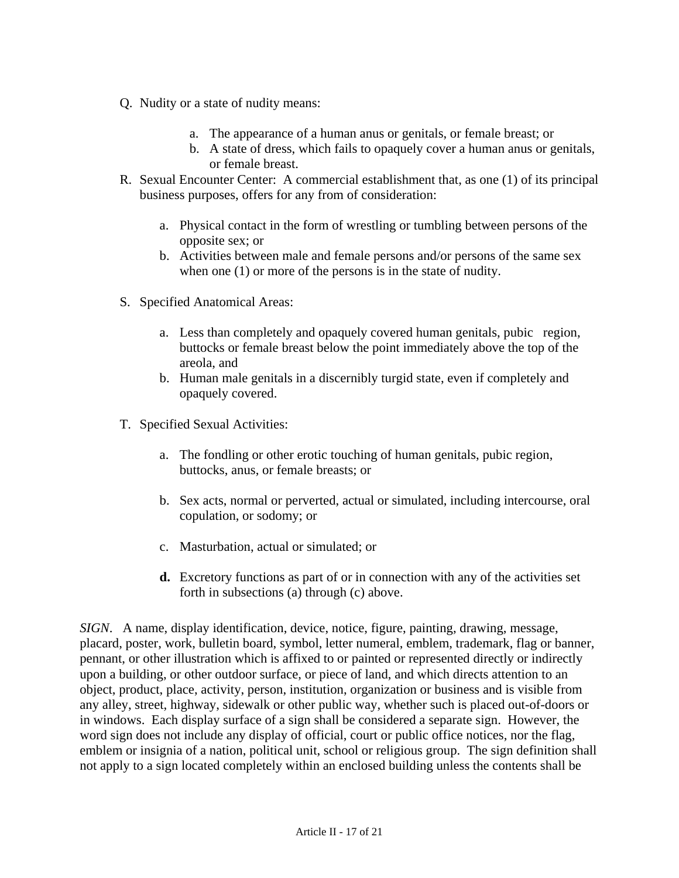Q. Nudity or a state of nudity means:

   a. The appearance of a human anus or genitals, or female breast; or
   b. A state of dress, which fails to opaquely cover a human anus or genitals, or female breast.

R. Sexual Encounter Center: A commercial establishment that, as one (1) of its principal business purposes, offers for any from of consideration:

   a. Physical contact in the form of wrestling or tumbling between persons of the opposite sex; or
   b. Activities between male and female persons and/or persons of the same sex when one (1) or more of the persons is in the state of nudity.

S. Specified Anatomical Areas:

   a. Less than completely and opaquely covered human genitals, pubic region, buttocks or female breast below the point immediately above the top of the areola, and
   b. Human male genitals in a discernibly turgid state, even if completely and opaquely covered.

T. Specified Sexual Activities:

   a. The fondling or other erotic touching of human genitals, pubic region, buttocks, anus, or female breasts; or

   b. Sex acts, normal or perverted, actual or simulated, including intercourse, oral copulation, or sodomy; or

   c. Masturbation, actual or simulated; or

   **d.** Excretory functions as part of or in connection with any of the activities set forth in subsections (a) through (c) above.

*SIGN*. A name, display identification, device, notice, figure, painting, drawing, message, placard, poster, work, bulletin board, symbol, letter numeral, emblem, trademark, flag or banner, pennant, or other illustration which is affixed to or painted or represented directly or indirectly upon a building, or other outdoor surface, or piece of land, and which directs attention to an object, product, place, activity, person, institution, organization or business and is visible from any alley, street, highway, sidewalk or other public way, whether such is placed out-of-doors or in windows. Each display surface of a sign shall be considered a separate sign. However, the word sign does not include any display of official, court or public office notices, nor the flag, emblem or insignia of a nation, political unit, school or religious group. The sign definition shall not apply to a sign located completely within an enclosed building unless the contents shall be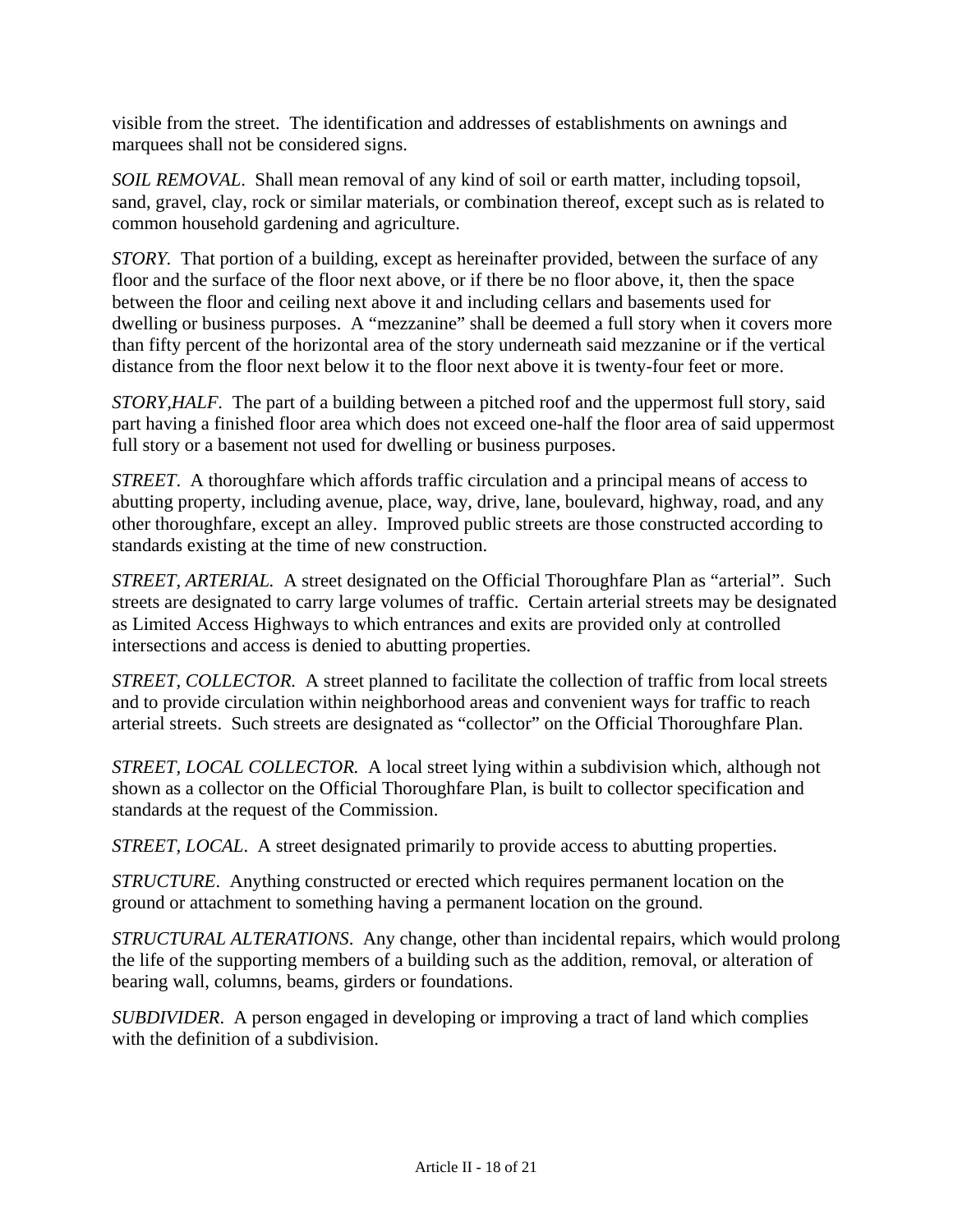visible from the street. The identification and addresses of establishments on awnings and marquees shall not be considered signs.

*SOIL REMOVAL*. Shall mean removal of any kind of soil or earth matter, including topsoil, sand, gravel, clay, rock or similar materials, or combination thereof, except such as is related to common household gardening and agriculture.

*STORY.* That portion of a building, except as hereinafter provided, between the surface of any floor and the surface of the floor next above, or if there be no floor above, it, then the space between the floor and ceiling next above it and including cellars and basements used for dwelling or business purposes. A "mezzanine" shall be deemed a full story when it covers more than fifty percent of the horizontal area of the story underneath said mezzanine or if the vertical distance from the floor next below it to the floor next above it is twenty-four feet or more.

*STORY,HALF.* The part of a building between a pitched roof and the uppermost full story, said part having a finished floor area which does not exceed one-half the floor area of said uppermost full story or a basement not used for dwelling or business purposes.

*STREET*. A thoroughfare which affords traffic circulation and a principal means of access to abutting property, including avenue, place, way, drive, lane, boulevard, highway, road, and any other thoroughfare, except an alley. Improved public streets are those constructed according to standards existing at the time of new construction.

*STREET, ARTERIAL.* A street designated on the Official Thoroughfare Plan as "arterial". Such streets are designated to carry large volumes of traffic. Certain arterial streets may be designated as Limited Access Highways to which entrances and exits are provided only at controlled intersections and access is denied to abutting properties.

*STREET, COLLECTOR.* A street planned to facilitate the collection of traffic from local streets and to provide circulation within neighborhood areas and convenient ways for traffic to reach arterial streets. Such streets are designated as "collector" on the Official Thoroughfare Plan.

*STREET, LOCAL COLLECTOR.* A local street lying within a subdivision which, although not shown as a collector on the Official Thoroughfare Plan, is built to collector specification and standards at the request of the Commission.

*STREET, LOCAL*. A street designated primarily to provide access to abutting properties.

*STRUCTURE*. Anything constructed or erected which requires permanent location on the ground or attachment to something having a permanent location on the ground.

*STRUCTURAL ALTERATIONS*. Any change, other than incidental repairs, which would prolong the life of the supporting members of a building such as the addition, removal, or alteration of bearing wall, columns, beams, girders or foundations.

*SUBDIVIDER*. A person engaged in developing or improving a tract of land which complies with the definition of a subdivision.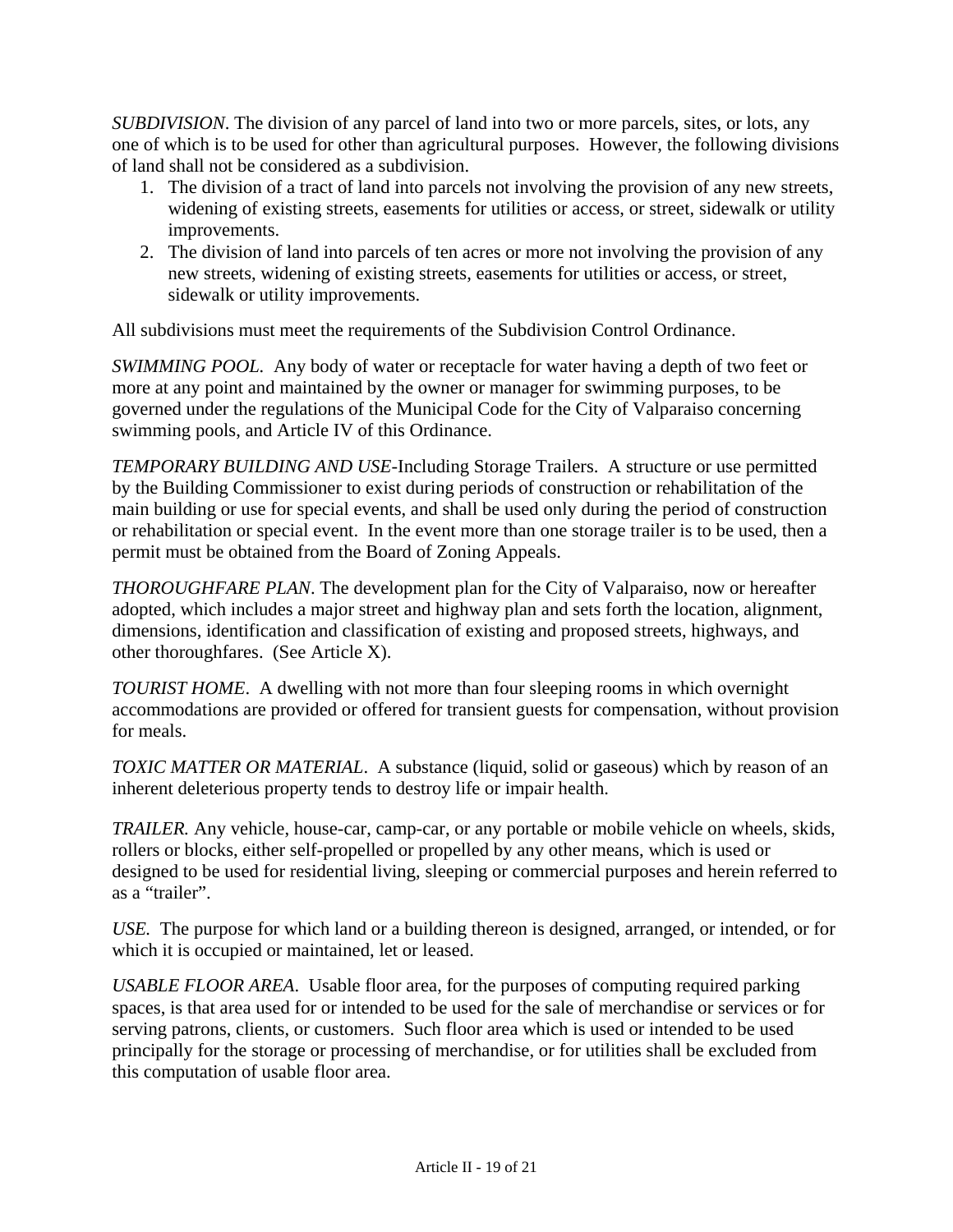*SUBDIVISION*. The division of any parcel of land into two or more parcels, sites, or lots, any one of which is to be used for other than agricultural purposes. However, the following divisions of land shall not be considered as a subdivision.

1. The division of a tract of land into parcels not involving the provision of any new streets, widening of existing streets, easements for utilities or access, or street, sidewalk or utility improvements.
2. The division of land into parcels of ten acres or more not involving the provision of any new streets, widening of existing streets, easements for utilities or access, or street, sidewalk or utility improvements.

All subdivisions must meet the requirements of the Subdivision Control Ordinance.

*SWIMMING POOL*. Any body of water or receptacle for water having a depth of two feet or more at any point and maintained by the owner or manager for swimming purposes, to be governed under the regulations of the Municipal Code for the City of Valparaiso concerning swimming pools, and Article IV of this Ordinance.

*TEMPORARY BUILDING AND USE*-Including Storage Trailers. A structure or use permitted by the Building Commissioner to exist during periods of construction or rehabilitation of the main building or use for special events, and shall be used only during the period of construction or rehabilitation or special event. In the event more than one storage trailer is to be used, then a permit must be obtained from the Board of Zoning Appeals.

*THOROUGHFARE PLAN*. The development plan for the City of Valparaiso, now or hereafter adopted, which includes a major street and highway plan and sets forth the location, alignment, dimensions, identification and classification of existing and proposed streets, highways, and other thoroughfares. (See Article X).

*TOURIST HOME*. A dwelling with not more than four sleeping rooms in which overnight accommodations are provided or offered for transient guests for compensation, without provision for meals.

*TOXIC MATTER OR MATERIAL*. A substance (liquid, solid or gaseous) which by reason of an inherent deleterious property tends to destroy life or impair health.

*TRAILER.* Any vehicle, house-car, camp-car, or any portable or mobile vehicle on wheels, skids, rollers or blocks, either self-propelled or propelled by any other means, which is used or designed to be used for residential living, sleeping or commercial purposes and herein referred to as a "trailer".

*USE.* The purpose for which land or a building thereon is designed, arranged, or intended, or for which it is occupied or maintained, let or leased.

*USABLE FLOOR AREA*. Usable floor area, for the purposes of computing required parking spaces, is that area used for or intended to be used for the sale of merchandise or services or for serving patrons, clients, or customers. Such floor area which is used or intended to be used principally for the storage or processing of merchandise, or for utilities shall be excluded from this computation of usable floor area.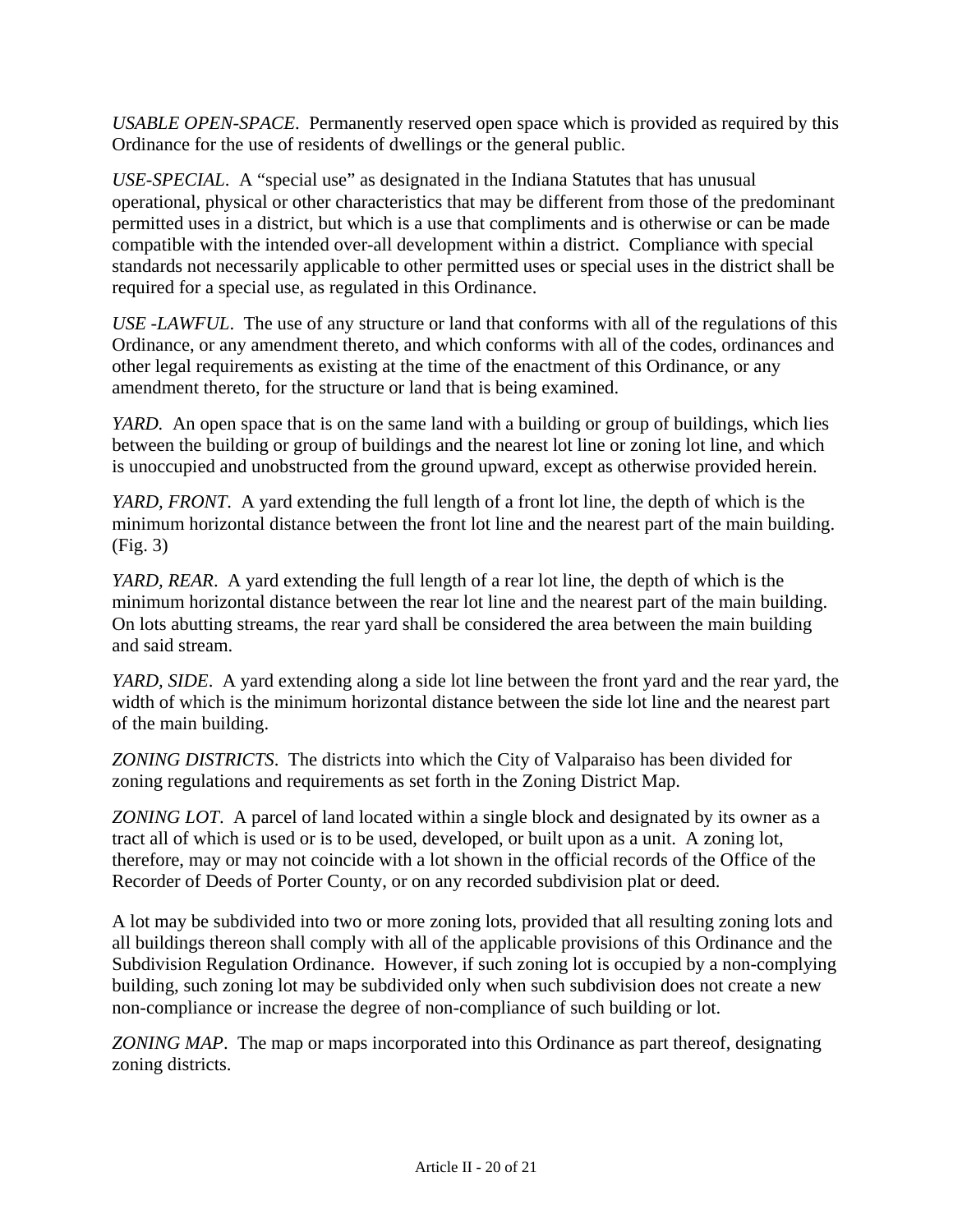*USABLE OPEN-SPACE*. Permanently reserved open space which is provided as required by this Ordinance for the use of residents of dwellings or the general public.

*USE-SPECIAL*. A "special use" as designated in the Indiana Statutes that has unusual operational, physical or other characteristics that may be different from those of the predominant permitted uses in a district, but which is a use that compliments and is otherwise or can be made compatible with the intended over-all development within a district. Compliance with special standards not necessarily applicable to other permitted uses or special uses in the district shall be required for a special use, as regulated in this Ordinance.

*USE -LAWFUL*. The use of any structure or land that conforms with all of the regulations of this Ordinance, or any amendment thereto, and which conforms with all of the codes, ordinances and other legal requirements as existing at the time of the enactment of this Ordinance, or any amendment thereto, for the structure or land that is being examined.

*YARD*. An open space that is on the same land with a building or group of buildings, which lies between the building or group of buildings and the nearest lot line or zoning lot line, and which is unoccupied and unobstructed from the ground upward, except as otherwise provided herein.

*YARD, FRONT*. A yard extending the full length of a front lot line, the depth of which is the minimum horizontal distance between the front lot line and the nearest part of the main building. (Fig. 3)

*YARD, REAR*. A yard extending the full length of a rear lot line, the depth of which is the minimum horizontal distance between the rear lot line and the nearest part of the main building. On lots abutting streams, the rear yard shall be considered the area between the main building and said stream.

*YARD, SIDE*. A yard extending along a side lot line between the front yard and the rear yard, the width of which is the minimum horizontal distance between the side lot line and the nearest part of the main building.

*ZONING DISTRICTS*. The districts into which the City of Valparaiso has been divided for zoning regulations and requirements as set forth in the Zoning District Map.

*ZONING LOT*. A parcel of land located within a single block and designated by its owner as a tract all of which is used or is to be used, developed, or built upon as a unit. A zoning lot, therefore, may or may not coincide with a lot shown in the official records of the Office of the Recorder of Deeds of Porter County, or on any recorded subdivision plat or deed.

A lot may be subdivided into two or more zoning lots, provided that all resulting zoning lots and all buildings thereon shall comply with all of the applicable provisions of this Ordinance and the Subdivision Regulation Ordinance. However, if such zoning lot is occupied by a non-complying building, such zoning lot may be subdivided only when such subdivision does not create a new non-compliance or increase the degree of non-compliance of such building or lot.

*ZONING MAP*. The map or maps incorporated into this Ordinance as part thereof, designating zoning districts.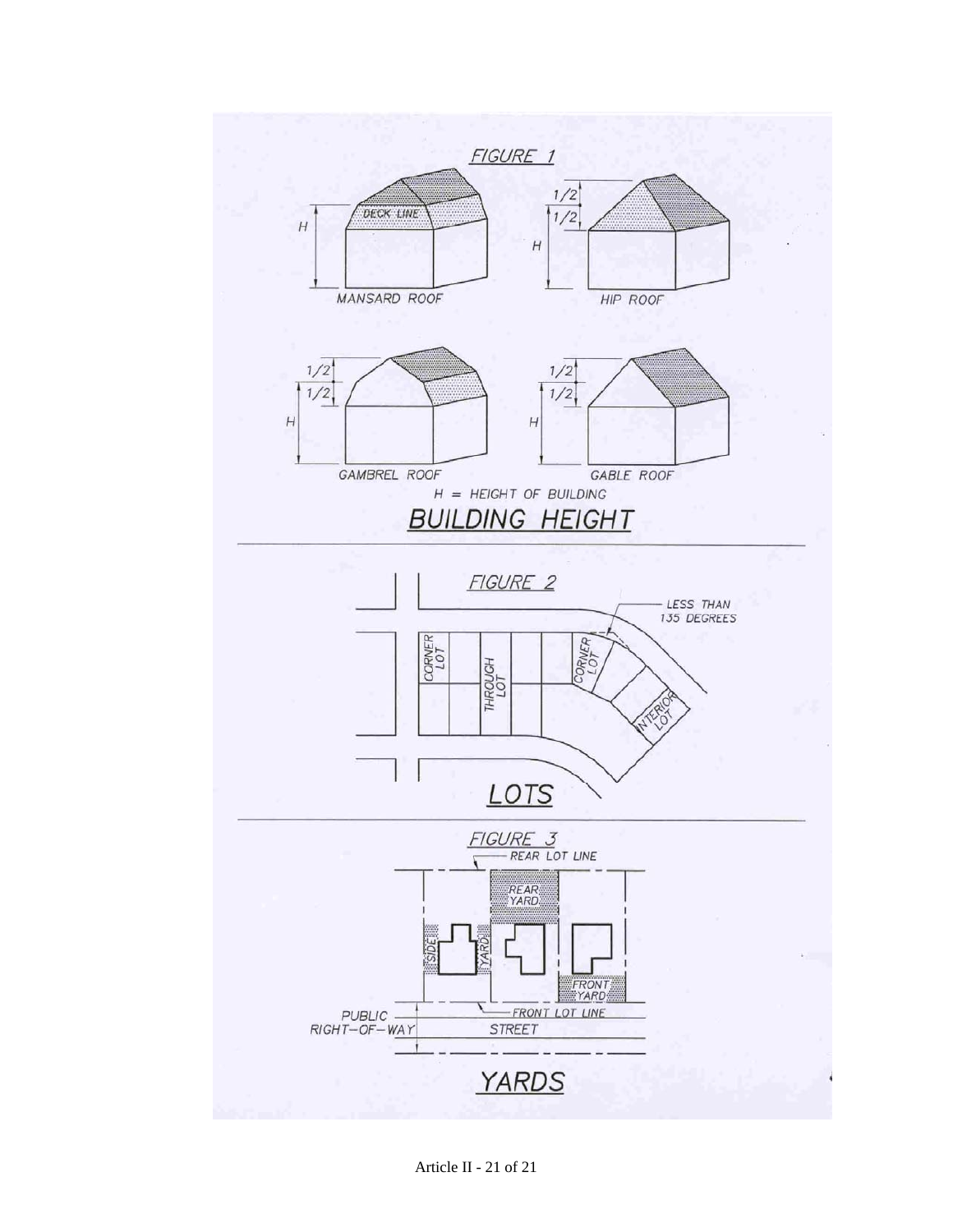FIGURE 1

DECK LINE

H

MANSARD ROOF

1/2

1/2

H

HIP ROOF

1/2

1/2

H

GAMBREL ROOF

1/2

1/2

H

GABLE ROOF

H = HEIGHT OF BUILDING

BUILDING HEIGHT

FIGURE 2

LESS THAN 135 DEGREES

CORNER LOT

THROUGH LOT

CORNER LOT

INTERIOR LOT

LOTS

FIGURE 3

REAR LOT LINE

REAR YARD

SIDE YARD

FRONT YARD

FRONT LOT LINE

PUBLIC RIGHT-OF-WAY

STREET

YARDS